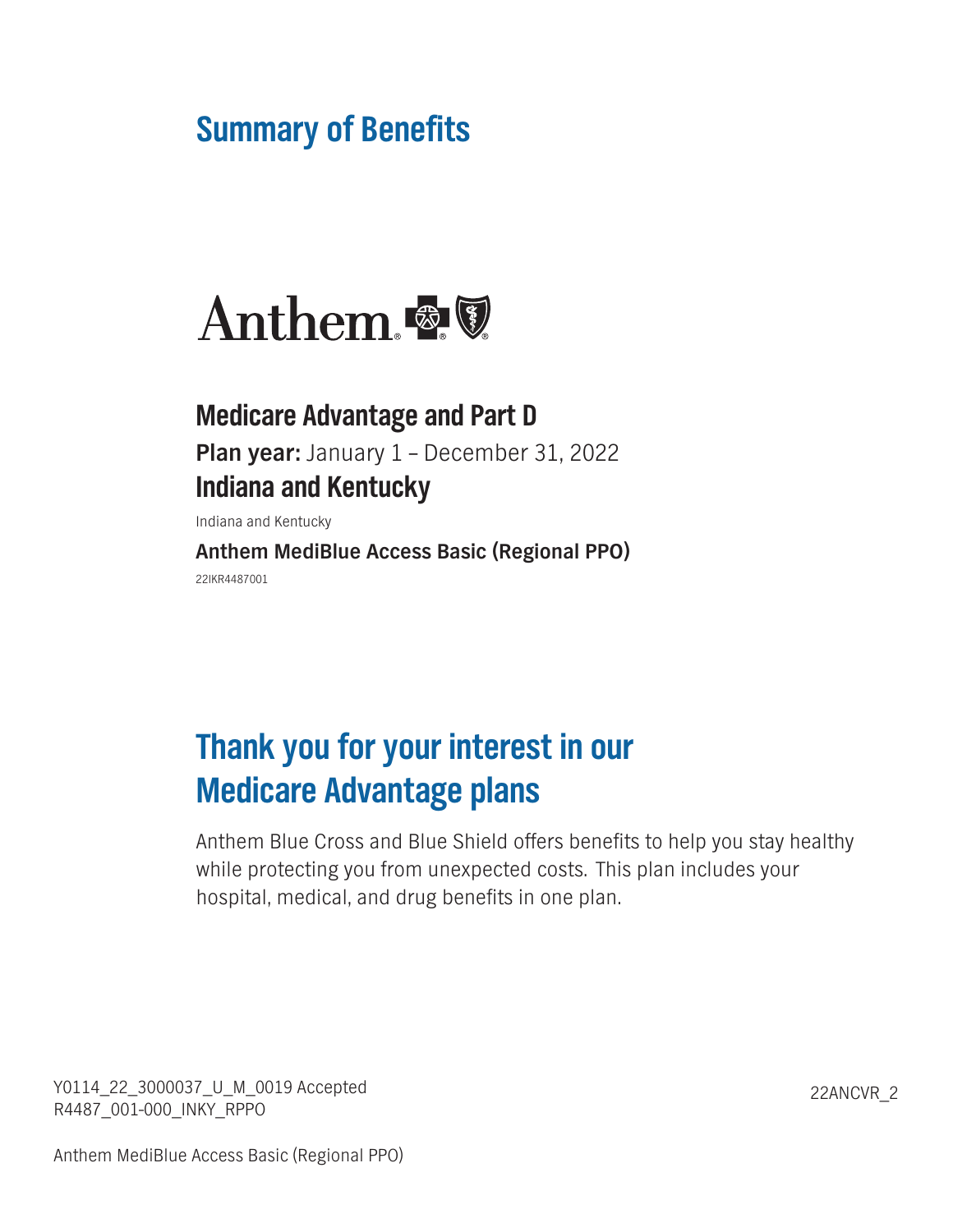# Summary of Benefits

Anthem

## Medicare Advantage and Part D

**Plan year:** January 1 – December 31, 2022

## Indiana and Kentucky

Indiana and Kentucky

**Anthem MediBlue Access Basic (Regional PPO)**

22IKR4487001

## Thank you for your interest in our Medicare Advantage plans

Anthem Blue Cross and Blue Shield offers benefits to help you stay healthy while protecting you from unexpected costs. This plan includes your hospital, medical, and drug benefits in one plan.

Y0114_22_3000037_U_M_0019 Accepted
R4487_001-000_INKY_RPPO

22ANCVR_2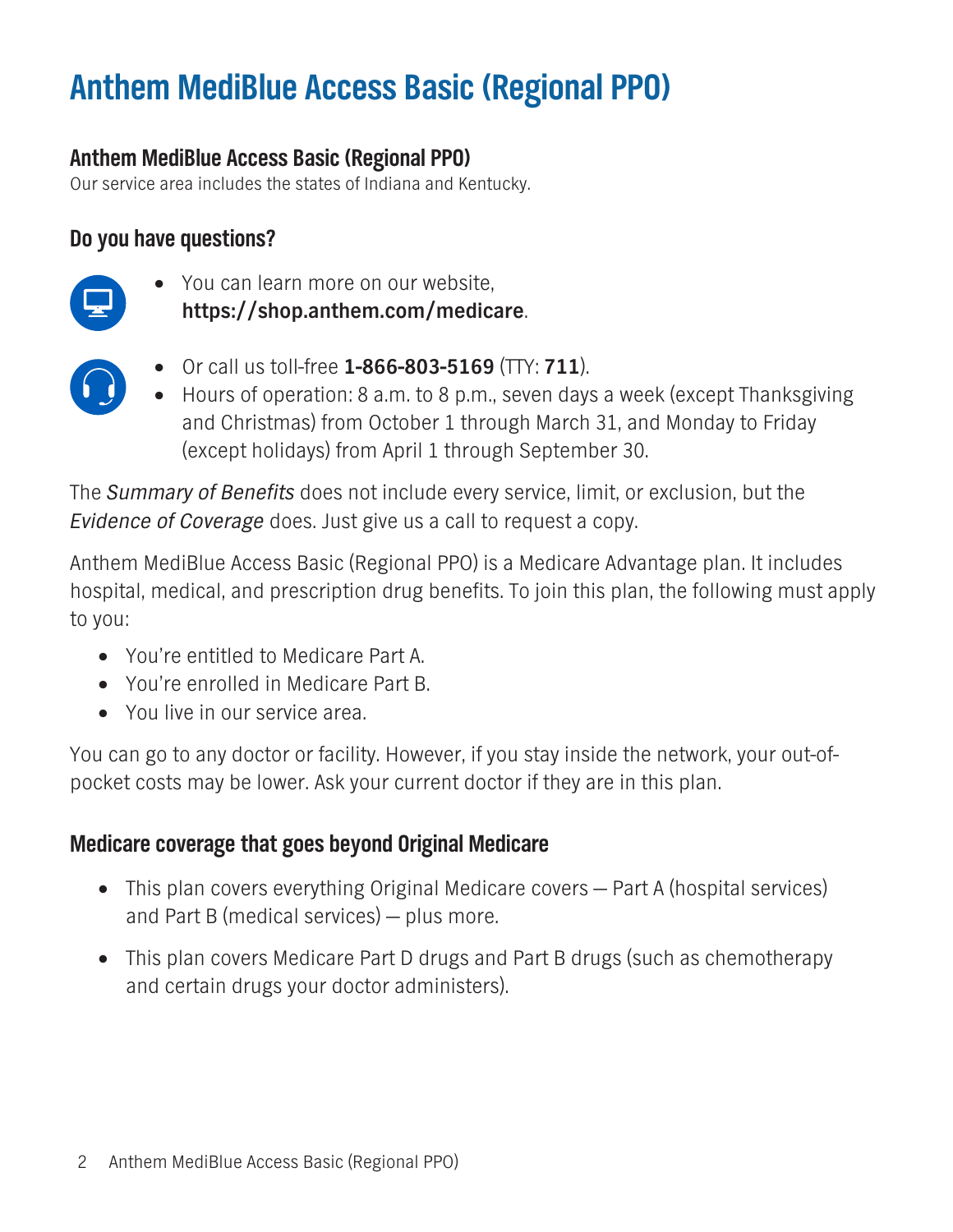# Anthem MediBlue Access Basic (Regional PPO)

## Anthem MediBlue Access Basic (Regional PPO)

Our service area includes the states of Indiana and Kentucky.

## Do you have questions?

- You can learn more on our website, **https://shop.anthem.com/medicare**.

- Or call us toll-free **1-866-803-5169** (TTY: **711**).
- Hours of operation: 8 a.m. to 8 p.m., seven days a week (except Thanksgiving and Christmas) from October 1 through March 31, and Monday to Friday (except holidays) from April 1 through September 30.

The *Summary of Benefits* does not include every service, limit, or exclusion, but the *Evidence of Coverage* does. Just give us a call to request a copy.

Anthem MediBlue Access Basic (Regional PPO) is a Medicare Advantage plan. It includes hospital, medical, and prescription drug benefits. To join this plan, the following must apply to you:

- You're entitled to Medicare Part A.
- You're enrolled in Medicare Part B.
- You live in our service area.

You can go to any doctor or facility. However, if you stay inside the network, your out-of-pocket costs may be lower. Ask your current doctor if they are in this plan.

## Medicare coverage that goes beyond Original Medicare

- This plan covers everything Original Medicare covers — Part A (hospital services) and Part B (medical services) — plus more.
- This plan covers Medicare Part D drugs and Part B drugs (such as chemotherapy and certain drugs your doctor administers).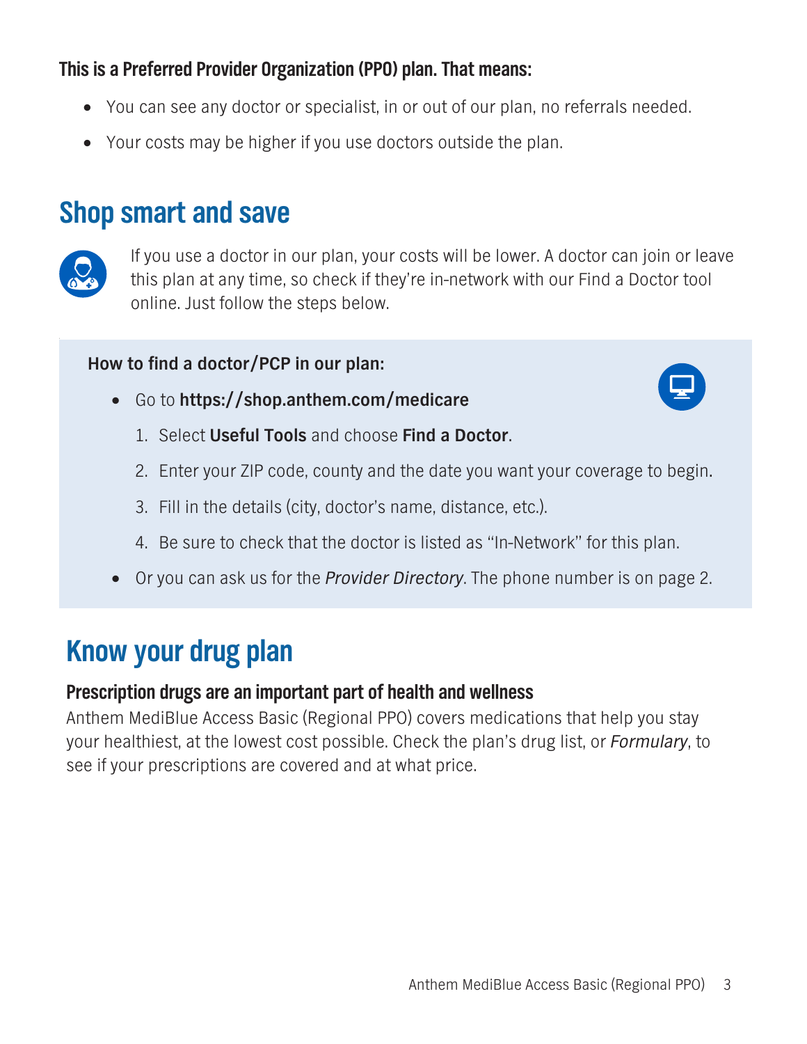**This is a Preferred Provider Organization (PPO) plan. That means:**

- You can see any doctor or specialist, in or out of our plan, no referrals needed.
- Your costs may be higher if you use doctors outside the plan.

## Shop smart and save

If you use a doctor in our plan, your costs will be lower. A doctor can join or leave this plan at any time, so check if they're in-network with our Find a Doctor tool online. Just follow the steps below.

**How to find a doctor/PCP in our plan:**

- Go to **https://shop.anthem.com/medicare**
  1. Select **Useful Tools** and choose **Find a Doctor**.
  2. Enter your ZIP code, county and the date you want your coverage to begin.
  3. Fill in the details (city, doctor's name, distance, etc.).
  4. Be sure to check that the doctor is listed as "In-Network" for this plan.
- Or you can ask us for the *Provider Directory*. The phone number is on page 2.

## Know your drug plan

### Prescription drugs are an important part of health and wellness

Anthem MediBlue Access Basic (Regional PPO) covers medications that help you stay your healthiest, at the lowest cost possible. Check the plan's drug list, or *Formulary*, to see if your prescriptions are covered and at what price.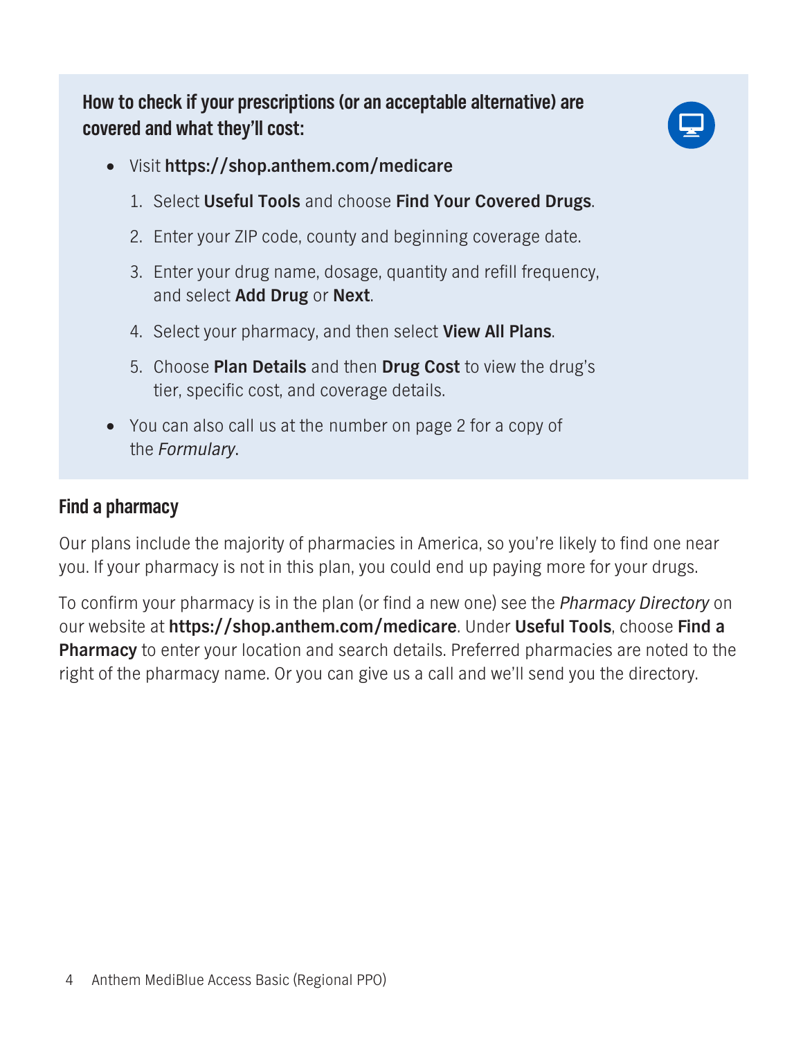### How to check if your prescriptions (or an acceptable alternative) are covered and what they'll cost:

- Visit **https://shop.anthem.com/medicare**
  1. Select **Useful Tools** and choose **Find Your Covered Drugs**.
  2. Enter your ZIP code, county and beginning coverage date.
  3. Enter your drug name, dosage, quantity and refill frequency, and select **Add Drug** or **Next**.
  4. Select your pharmacy, and then select **View All Plans**.
  5. Choose **Plan Details** and then **Drug Cost** to view the drug's tier, specific cost, and coverage details.
- You can also call us at the number on page 2 for a copy of the *Formulary*.

## Find a pharmacy

Our plans include the majority of pharmacies in America, so you're likely to find one near you. If your pharmacy is not in this plan, you could end up paying more for your drugs.

To confirm your pharmacy is in the plan (or find a new one) see the *Pharmacy Directory* on our website at **https://shop.anthem.com/medicare**. Under **Useful Tools**, choose **Find a Pharmacy** to enter your location and search details. Preferred pharmacies are noted to the right of the pharmacy name. Or you can give us a call and we'll send you the directory.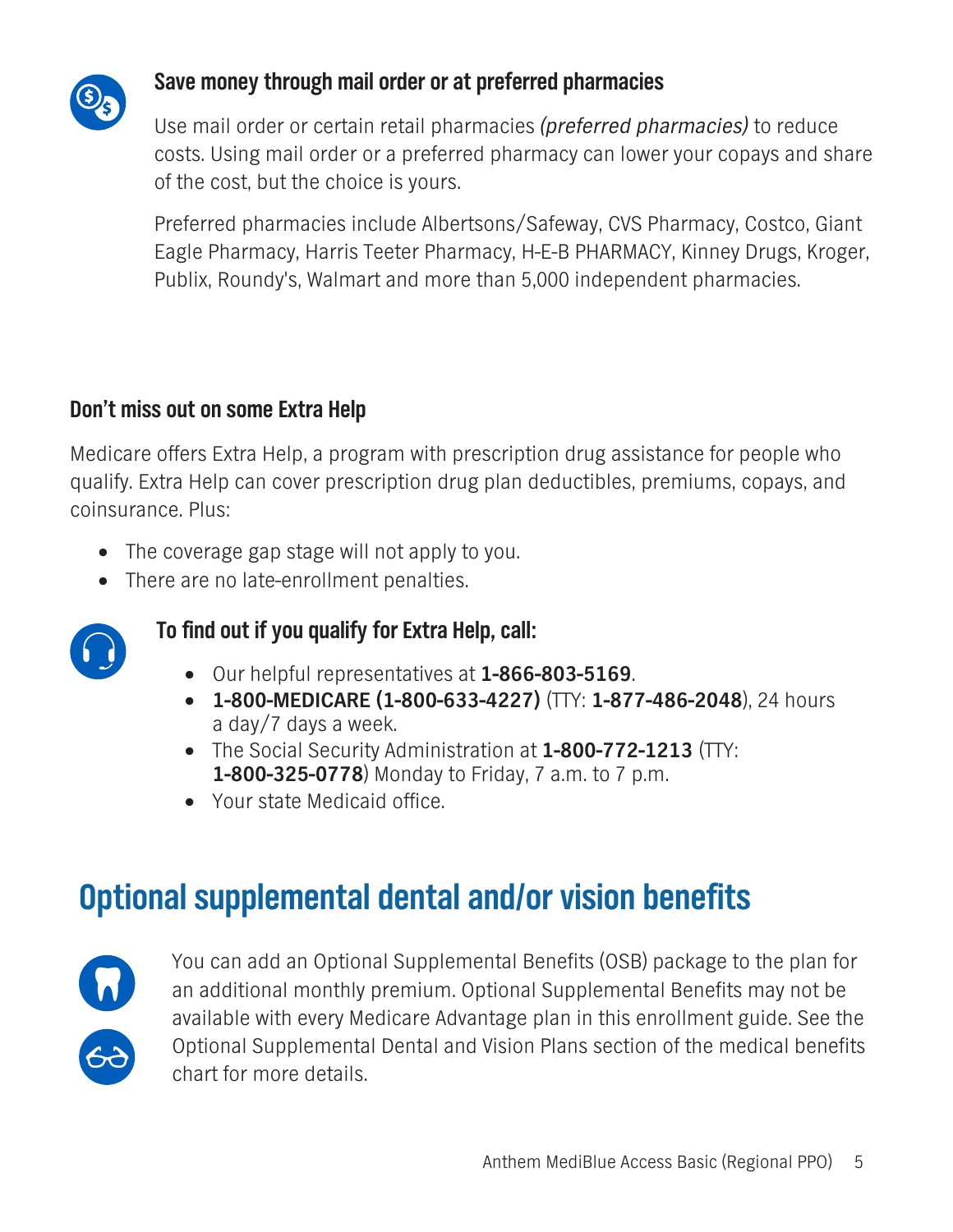### Save money through mail order or at preferred pharmacies

Use mail order or certain retail pharmacies *(preferred pharmacies)* to reduce costs. Using mail order or a preferred pharmacy can lower your copays and share of the cost, but the choice is yours.

Preferred pharmacies include Albertsons/Safeway, CVS Pharmacy, Costco, Giant Eagle Pharmacy, Harris Teeter Pharmacy, H-E-B PHARMACY, Kinney Drugs, Kroger, Publix, Roundy's, Walmart and more than 5,000 independent pharmacies.

### Don't miss out on some Extra Help

Medicare offers Extra Help, a program with prescription drug assistance for people who qualify. Extra Help can cover prescription drug plan deductibles, premiums, copays, and coinsurance. Plus:

- The coverage gap stage will not apply to you.
- There are no late-enrollment penalties.

### To find out if you qualify for Extra Help, call:

- Our helpful representatives at **1-866-803-5169**.
- **1-800-MEDICARE (1-800-633-4227)** (TTY: **1-877-486-2048**), 24 hours a day/7 days a week.
- The Social Security Administration at **1-800-772-1213** (TTY: **1-800-325-0778**) Monday to Friday, 7 a.m. to 7 p.m.
- Your state Medicaid office.

## Optional supplemental dental and/or vision benefits

You can add an Optional Supplemental Benefits (OSB) package to the plan for an additional monthly premium. Optional Supplemental Benefits may not be available with every Medicare Advantage plan in this enrollment guide. See the Optional Supplemental Dental and Vision Plans section of the medical benefits chart for more details.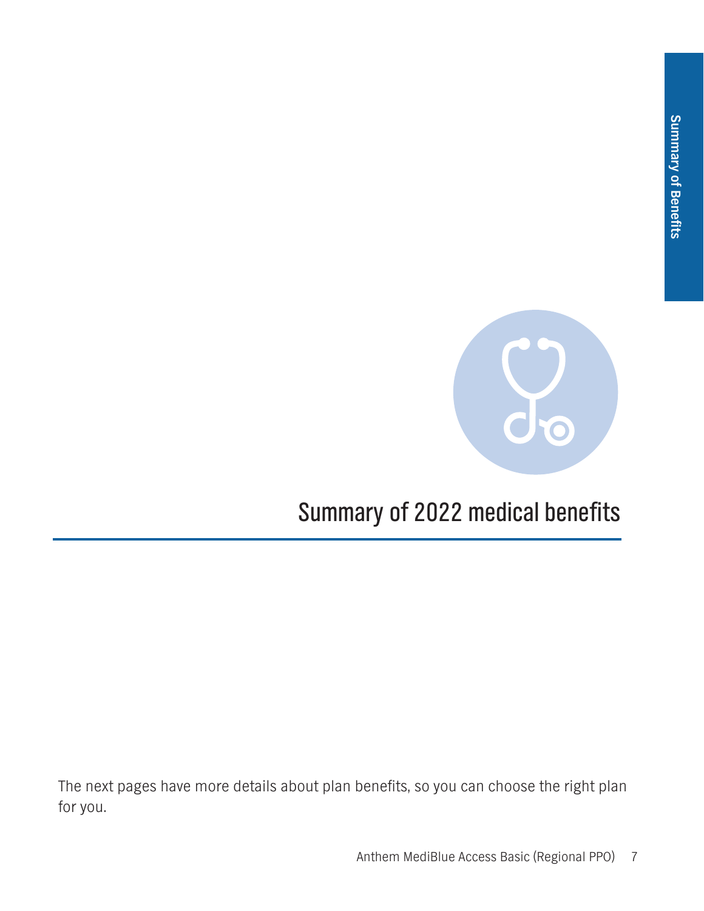# Summary of 2022 medical benefits

The next pages have more details about plan benefits, so you can choose the right plan for you.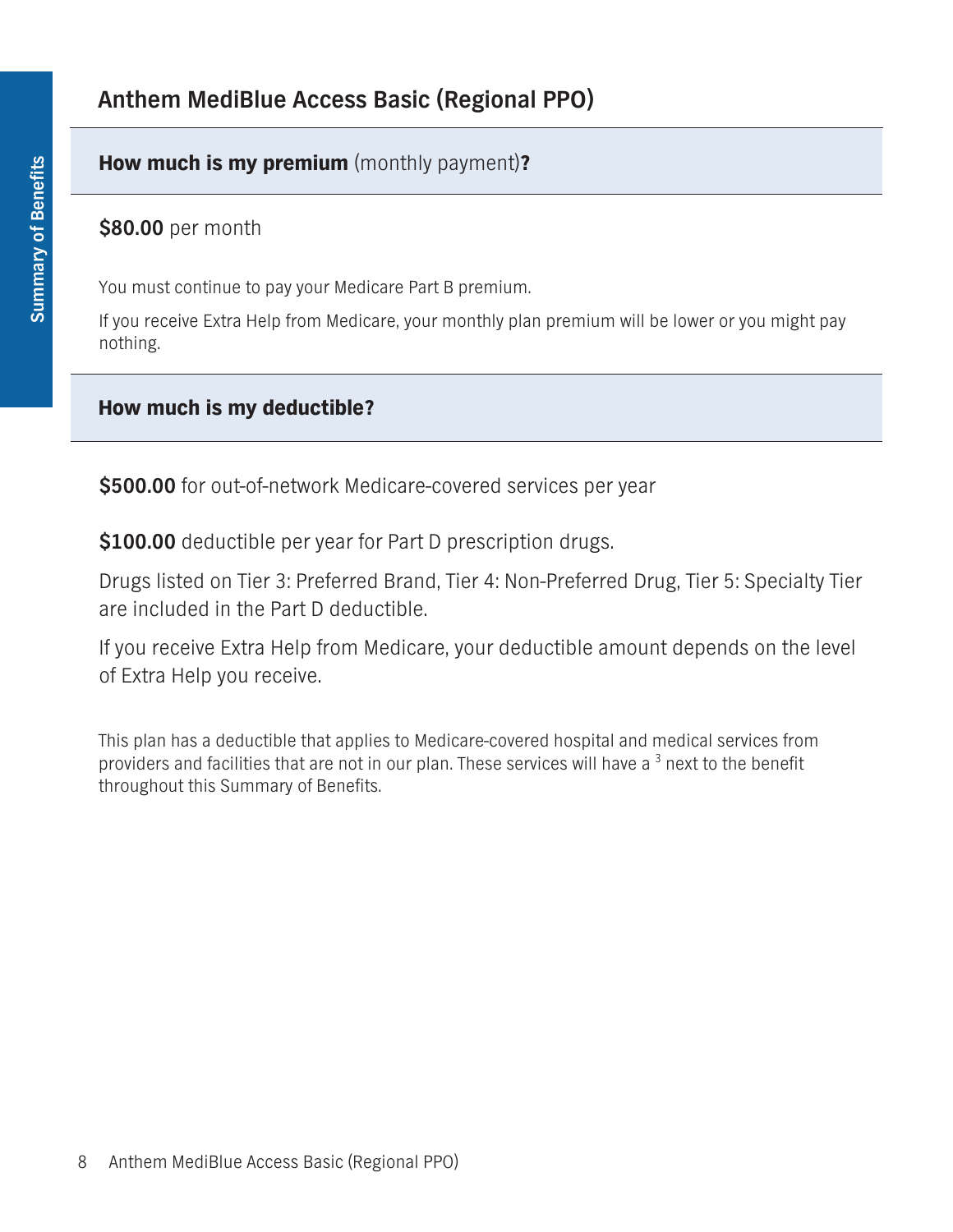## Anthem MediBlue Access Basic (Regional PPO)

**How much is my premium** (monthly payment)**?**

**$80.00** per month

You must continue to pay your Medicare Part B premium.

If you receive Extra Help from Medicare, your monthly plan premium will be lower or you might pay nothing.

**How much is my deductible?**

**$500.00** for out-of-network Medicare-covered services per year

**$100.00** deductible per year for Part D prescription drugs.

Drugs listed on Tier 3: Preferred Brand, Tier 4: Non-Preferred Drug, Tier 5: Specialty Tier are included in the Part D deductible.

If you receive Extra Help from Medicare, your deductible amount depends on the level of Extra Help you receive.

This plan has a deductible that applies to Medicare-covered hospital and medical services from providers and facilities that are not in our plan. These services will have a [3] next to the benefit throughout this Summary of Benefits.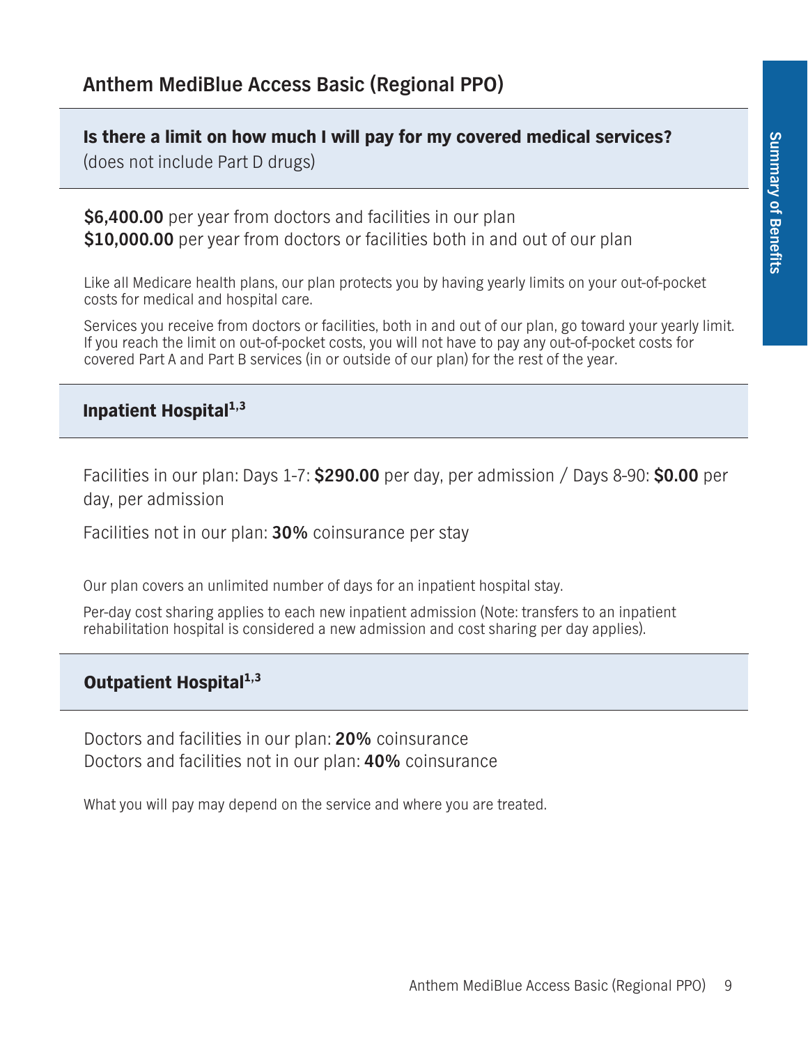## Anthem MediBlue Access Basic (Regional PPO)

### Is there a limit on how much I will pay for my covered medical services?

(does not include Part D drugs)

**$6,400.00** per year from doctors and facilities in our plan
**$10,000.00** per year from doctors or facilities both in and out of our plan

Like all Medicare health plans, our plan protects you by having yearly limits on your out-of-pocket costs for medical and hospital care.

Services you receive from doctors or facilities, both in and out of our plan, go toward your yearly limit. If you reach the limit on out-of-pocket costs, you will not have to pay any out-of-pocket costs for covered Part A and Part B services (in or outside of our plan) for the rest of the year.

### Inpatient Hospital[1,3]

Facilities in our plan: Days 1-7: **$290.00** per day, per admission / Days 8-90: **$0.00** per day, per admission

Facilities not in our plan: **30%** coinsurance per stay

Our plan covers an unlimited number of days for an inpatient hospital stay.

Per-day cost sharing applies to each new inpatient admission (Note: transfers to an inpatient rehabilitation hospital is considered a new admission and cost sharing per day applies).

### Outpatient Hospital[1,3]

Doctors and facilities in our plan: **20%** coinsurance
Doctors and facilities not in our plan: **40%** coinsurance

What you will pay may depend on the service and where you are treated.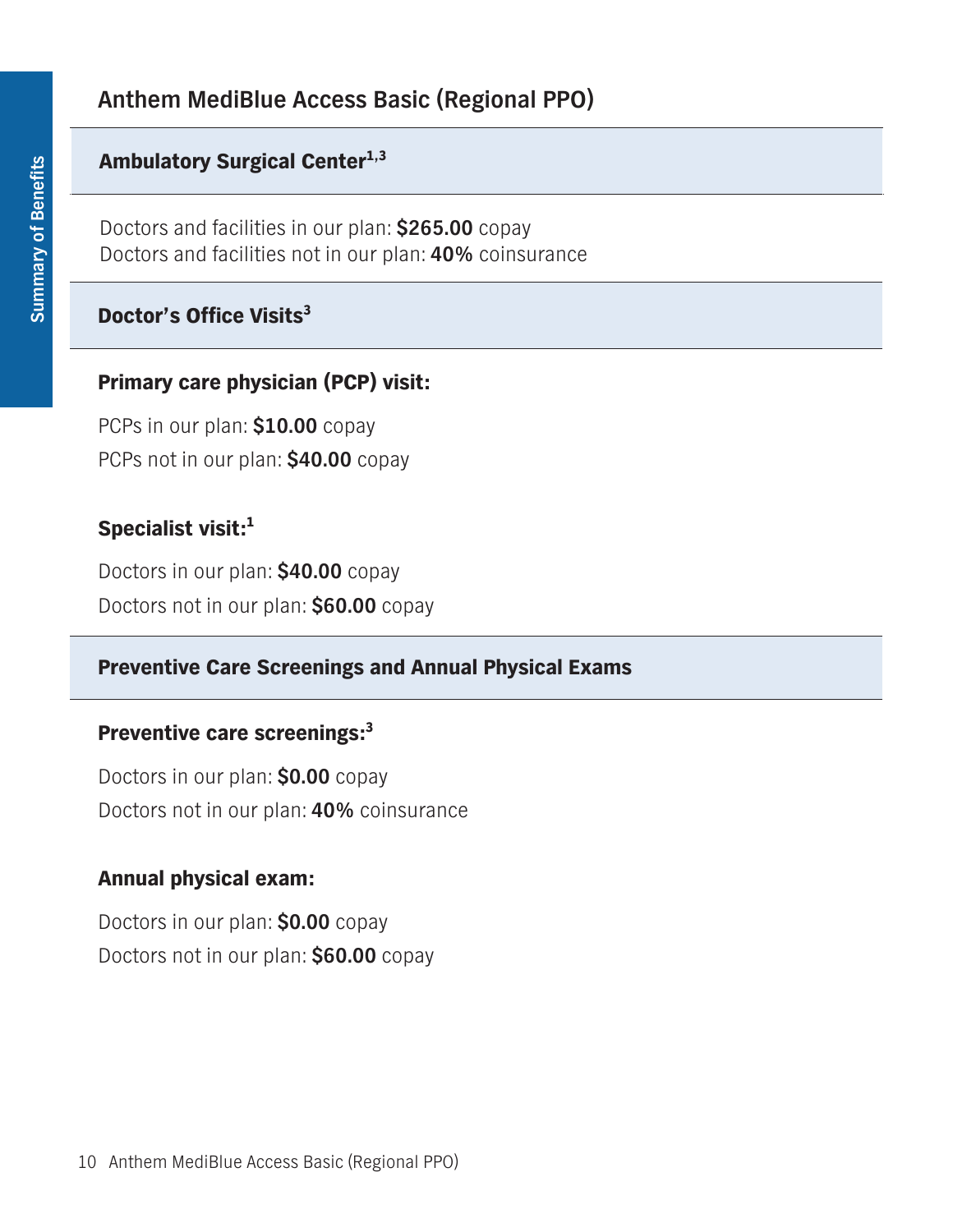## Anthem MediBlue Access Basic (Regional PPO)

### Ambulatory Surgical Center[1,3]

Doctors and facilities in our plan: **$265.00** copay
Doctors and facilities not in our plan: **40%** coinsurance

### Doctor's Office Visits[3]

**Primary care physician (PCP) visit:**

PCPs in our plan: **$10.00** copay

PCPs not in our plan: **$40.00** copay

**Specialist visit:**[1]

Doctors in our plan: **$40.00** copay

Doctors not in our plan: **$60.00** copay

### Preventive Care Screenings and Annual Physical Exams

**Preventive care screenings:**[3]

Doctors in our plan: **$0.00** copay

Doctors not in our plan: **40%** coinsurance

**Annual physical exam:**

Doctors in our plan: **$0.00** copay

Doctors not in our plan: **$60.00** copay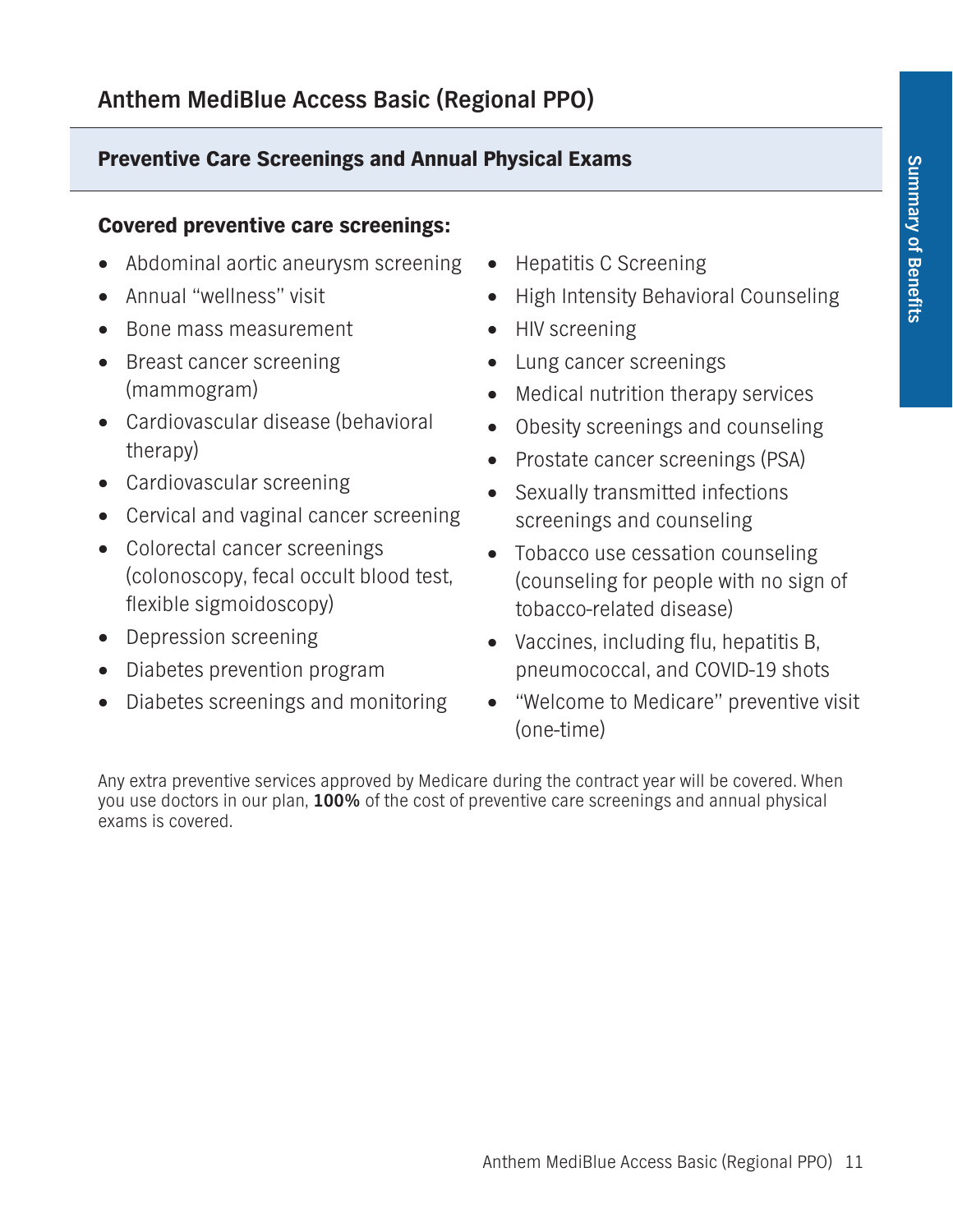# Anthem MediBlue Access Basic (Regional PPO)

## Preventive Care Screenings and Annual Physical Exams

### Covered preventive care screenings:

- Abdominal aortic aneurysm screening
- Annual "wellness" visit
- Bone mass measurement
- Breast cancer screening (mammogram)
- Cardiovascular disease (behavioral therapy)
- Cardiovascular screening
- Cervical and vaginal cancer screening
- Colorectal cancer screenings (colonoscopy, fecal occult blood test, flexible sigmoidoscopy)
- Depression screening
- Diabetes prevention program
- Diabetes screenings and monitoring
- Hepatitis C Screening
- High Intensity Behavioral Counseling
- HIV screening
- Lung cancer screenings
- Medical nutrition therapy services
- Obesity screenings and counseling
- Prostate cancer screenings (PSA)
- Sexually transmitted infections screenings and counseling
- Tobacco use cessation counseling (counseling for people with no sign of tobacco-related disease)
- Vaccines, including flu, hepatitis B, pneumococcal, and COVID-19 shots
- "Welcome to Medicare" preventive visit (one-time)

Any extra preventive services approved by Medicare during the contract year will be covered. When you use doctors in our plan, **100%** of the cost of preventive care screenings and annual physical exams is covered.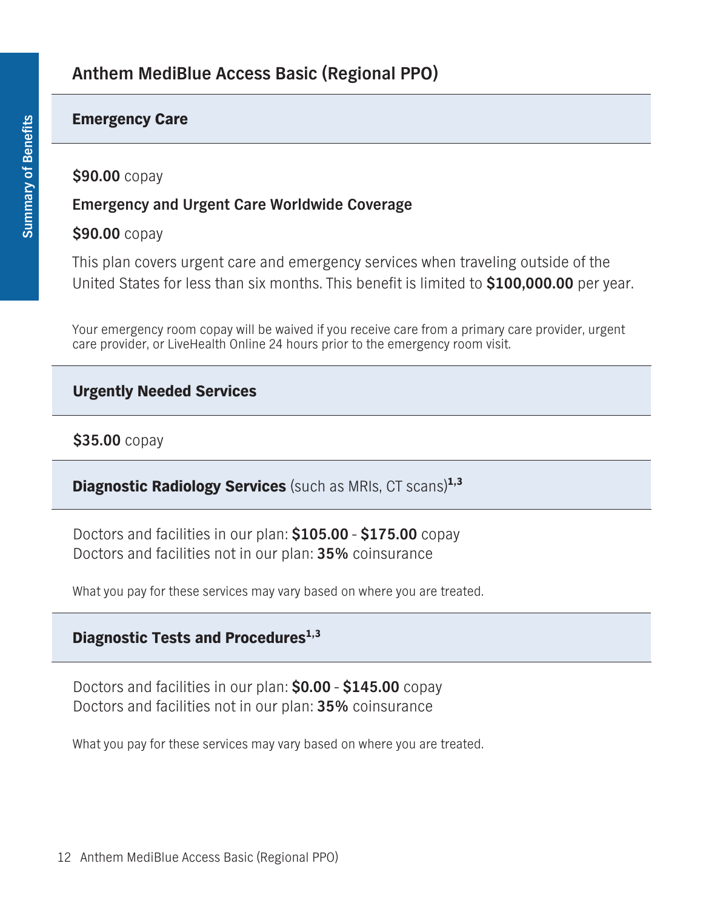# Anthem MediBlue Access Basic (Regional PPO)

## Emergency Care

**$90.00** copay

**Emergency and Urgent Care Worldwide Coverage**

**$90.00** copay

This plan covers urgent care and emergency services when traveling outside of the United States for less than six months. This benefit is limited to **$100,000.00** per year.

Your emergency room copay will be waived if you receive care from a primary care provider, urgent care provider, or LiveHealth Online 24 hours prior to the emergency room visit.

## Urgently Needed Services

**$35.00** copay

## Diagnostic Radiology Services (such as MRIs, CT scans)[1,3]

Doctors and facilities in our plan: **$105.00** - **$175.00** copay
Doctors and facilities not in our plan: **35%** coinsurance

What you pay for these services may vary based on where you are treated.

## Diagnostic Tests and Procedures[1,3]

Doctors and facilities in our plan: **$0.00** - **$145.00** copay
Doctors and facilities not in our plan: **35%** coinsurance

What you pay for these services may vary based on where you are treated.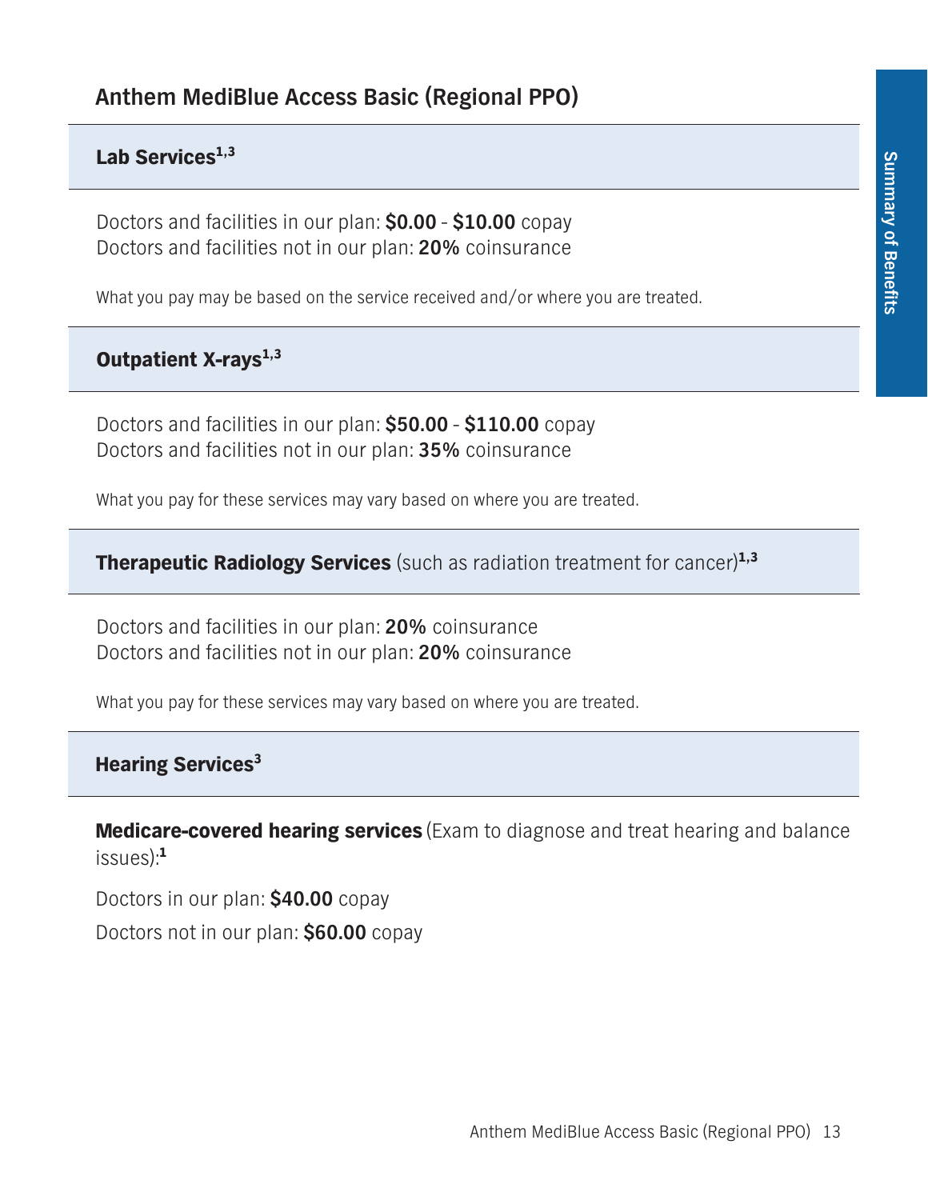# Anthem MediBlue Access Basic (Regional PPO)

## Lab Services[1,3]

Doctors and facilities in our plan: **$0.00** - **$10.00** copay
Doctors and facilities not in our plan: **20%** coinsurance

What you pay may be based on the service received and/or where you are treated.

## Outpatient X-rays[1,3]

Doctors and facilities in our plan: **$50.00** - **$110.00** copay
Doctors and facilities not in our plan: **35%** coinsurance

What you pay for these services may vary based on where you are treated.

## Therapeutic Radiology Services (such as radiation treatment for cancer)[1,3]

Doctors and facilities in our plan: **20%** coinsurance
Doctors and facilities not in our plan: **20%** coinsurance

What you pay for these services may vary based on where you are treated.

## Hearing Services[3]

**Medicare-covered hearing services** (Exam to diagnose and treat hearing and balance issues):[1]

Doctors in our plan: **$40.00** copay

Doctors not in our plan: **$60.00** copay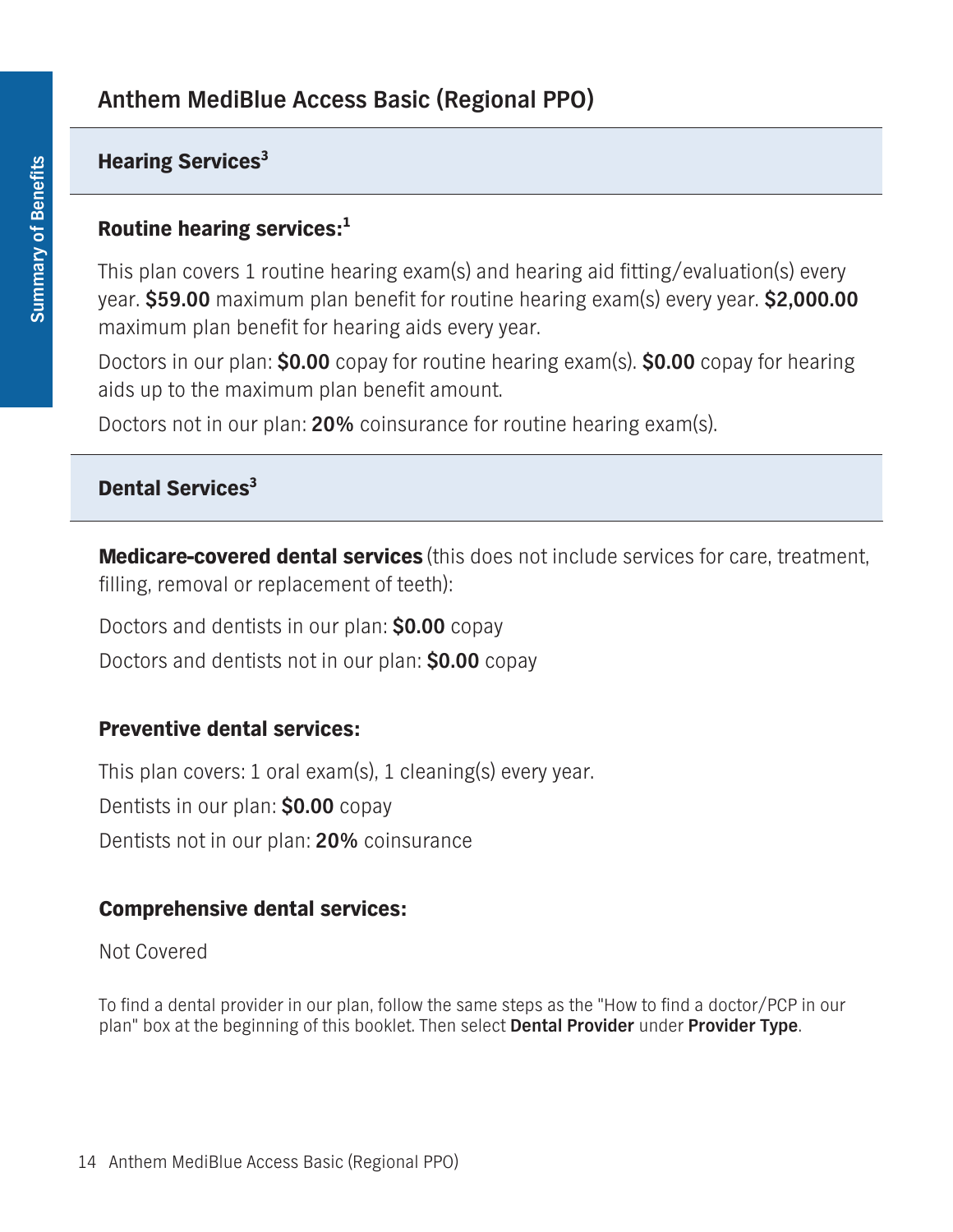## Anthem MediBlue Access Basic (Regional PPO)

### Hearing Services[3]

**Routine hearing services:**[1]

This plan covers 1 routine hearing exam(s) and hearing aid fitting/evaluation(s) every year. **$59.00** maximum plan benefit for routine hearing exam(s) every year. **$2,000.00** maximum plan benefit for hearing aids every year.

Doctors in our plan: **$0.00** copay for routine hearing exam(s). **$0.00** copay for hearing aids up to the maximum plan benefit amount.

Doctors not in our plan: **20%** coinsurance for routine hearing exam(s).

### Dental Services[3]

**Medicare-covered dental services** (this does not include services for care, treatment, filling, removal or replacement of teeth):

Doctors and dentists in our plan: **$0.00** copay

Doctors and dentists not in our plan: **$0.00** copay

**Preventive dental services:**

This plan covers: 1 oral exam(s), 1 cleaning(s) every year.

Dentists in our plan: **$0.00** copay

Dentists not in our plan: **20%** coinsurance

**Comprehensive dental services:**

Not Covered

To find a dental provider in our plan, follow the same steps as the "How to find a doctor/PCP in our plan" box at the beginning of this booklet. Then select **Dental Provider** under **Provider Type**.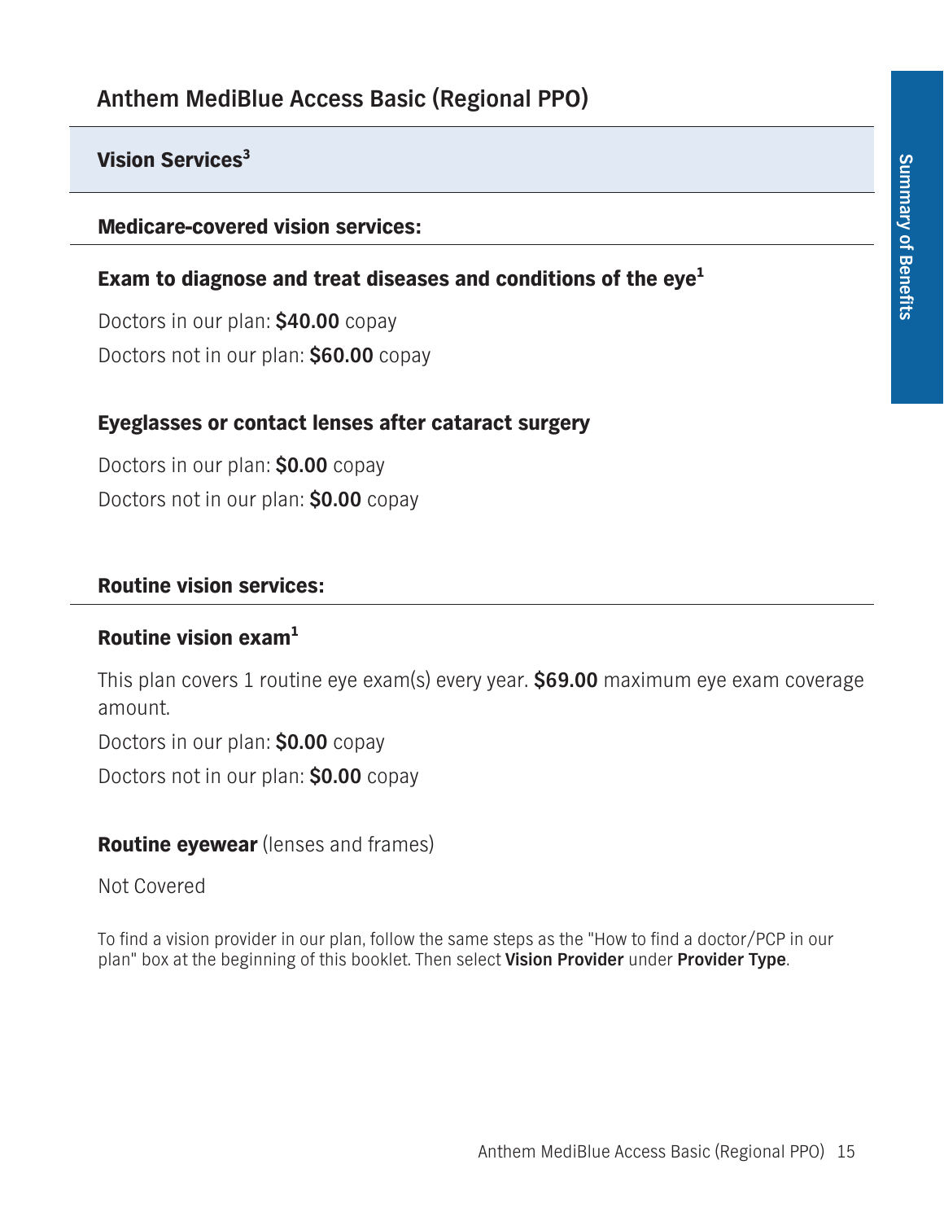## Anthem MediBlue Access Basic (Regional PPO)

### Vision Services[3]

#### Medicare-covered vision services:

**Exam to diagnose and treat diseases and conditions of the eye[1]**

Doctors in our plan: **$40.00** copay

Doctors not in our plan: **$60.00** copay

**Eyeglasses or contact lenses after cataract surgery**

Doctors in our plan: **$0.00** copay

Doctors not in our plan: **$0.00** copay

#### Routine vision services:

**Routine vision exam[1]**

This plan covers 1 routine eye exam(s) every year. **$69.00** maximum eye exam coverage amount.

Doctors in our plan: **$0.00** copay

Doctors not in our plan: **$0.00** copay

**Routine eyewear** (lenses and frames)

Not Covered

To find a vision provider in our plan, follow the same steps as the "How to find a doctor/PCP in our plan" box at the beginning of this booklet. Then select **Vision Provider** under **Provider Type**.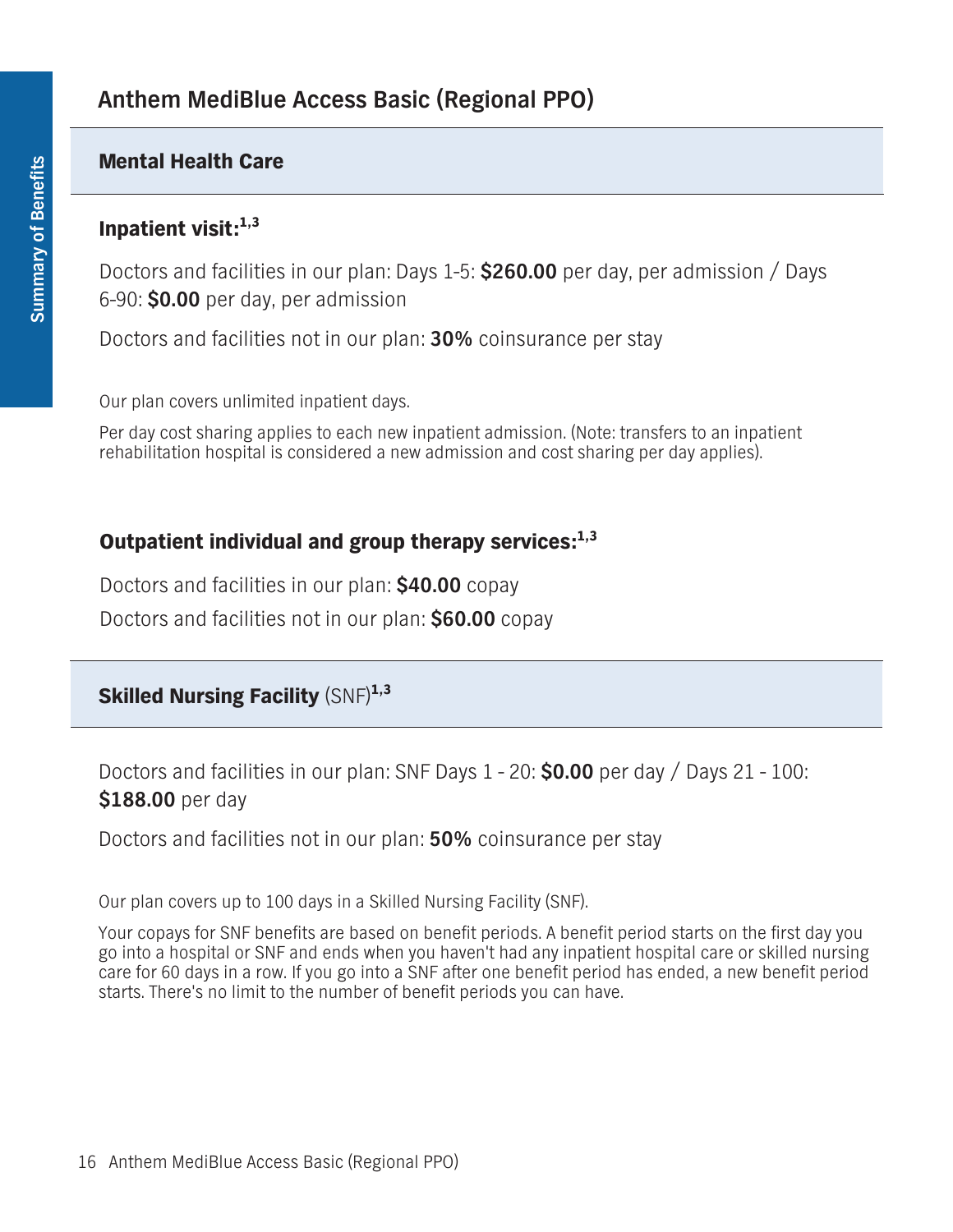## Anthem MediBlue Access Basic (Regional PPO)

### Mental Health Care

**Inpatient visit:**[1,3]

Doctors and facilities in our plan: Days 1-5: **$260.00** per day, per admission / Days 6-90: **$0.00** per day, per admission

Doctors and facilities not in our plan: **30%** coinsurance per stay

Our plan covers unlimited inpatient days.

Per day cost sharing applies to each new inpatient admission. (Note: transfers to an inpatient rehabilitation hospital is considered a new admission and cost sharing per day applies).

**Outpatient individual and group therapy services:**[1,3]

Doctors and facilities in our plan: **$40.00** copay

Doctors and facilities not in our plan: **$60.00** copay

### Skilled Nursing Facility (SNF)[1,3]

Doctors and facilities in our plan: SNF Days 1 - 20: **$0.00** per day / Days 21 - 100: **$188.00** per day

Doctors and facilities not in our plan: **50%** coinsurance per stay

Our plan covers up to 100 days in a Skilled Nursing Facility (SNF).

Your copays for SNF benefits are based on benefit periods. A benefit period starts on the first day you go into a hospital or SNF and ends when you haven't had any inpatient hospital care or skilled nursing care for 60 days in a row. If you go into a SNF after one benefit period has ended, a new benefit period starts. There's no limit to the number of benefit periods you can have.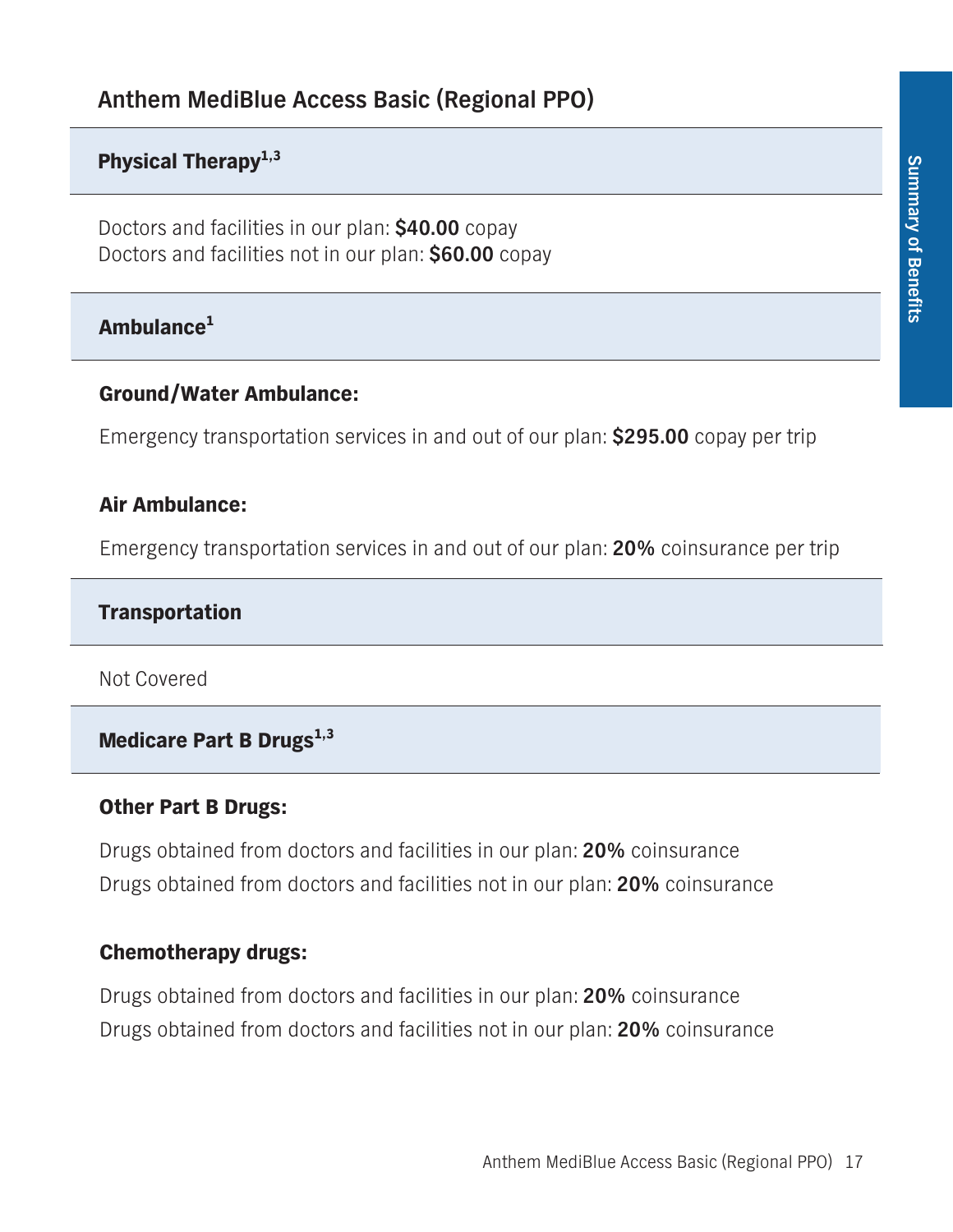## Anthem MediBlue Access Basic (Regional PPO)

### Physical Therapy[1,3]

Doctors and facilities in our plan: **$40.00** copay
Doctors and facilities not in our plan: **$60.00** copay

### Ambulance[1]

**Ground/Water Ambulance:**

Emergency transportation services in and out of our plan: **$295.00** copay per trip

**Air Ambulance:**

Emergency transportation services in and out of our plan: **20%** coinsurance per trip

### Transportation

Not Covered

### Medicare Part B Drugs[1,3]

**Other Part B Drugs:**

Drugs obtained from doctors and facilities in our plan: **20%** coinsurance
Drugs obtained from doctors and facilities not in our plan: **20%** coinsurance

**Chemotherapy drugs:**

Drugs obtained from doctors and facilities in our plan: **20%** coinsurance
Drugs obtained from doctors and facilities not in our plan: **20%** coinsurance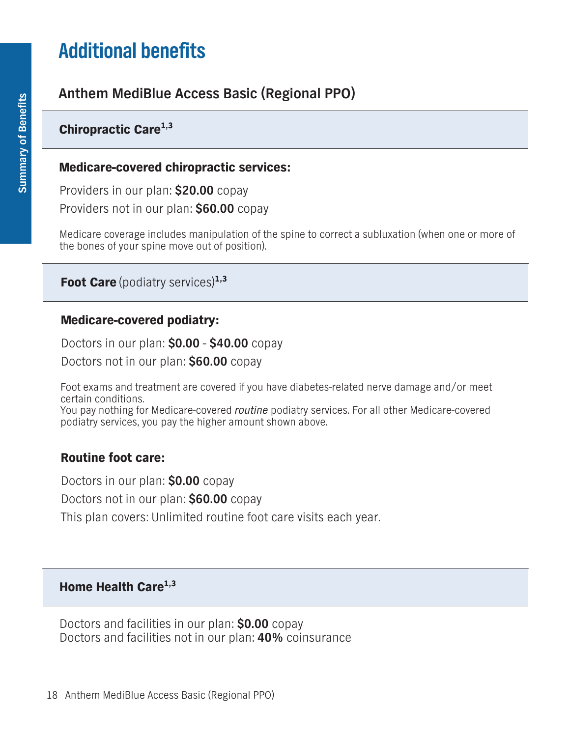# Additional benefits

## Anthem MediBlue Access Basic (Regional PPO)

### Chiropractic Care[1,3]

**Medicare-covered chiropractic services:**

Providers in our plan: **$20.00** copay
Providers not in our plan: **$60.00** copay

Medicare coverage includes manipulation of the spine to correct a subluxation (when one or more of the bones of your spine move out of position).

### **Foot Care** (podiatry services)[1,3]

**Medicare-covered podiatry:**

Doctors in our plan: **$0.00** - **$40.00** copay
Doctors not in our plan: **$60.00** copay

Foot exams and treatment are covered if you have diabetes-related nerve damage and/or meet certain conditions.
You pay nothing for Medicare-covered *routine* podiatry services. For all other Medicare-covered podiatry services, you pay the higher amount shown above.

**Routine foot care:**

Doctors in our plan: **$0.00** copay
Doctors not in our plan: **$60.00** copay
This plan covers: Unlimited routine foot care visits each year.

### Home Health Care[1,3]

Doctors and facilities in our plan: **$0.00** copay
Doctors and facilities not in our plan: **40%** coinsurance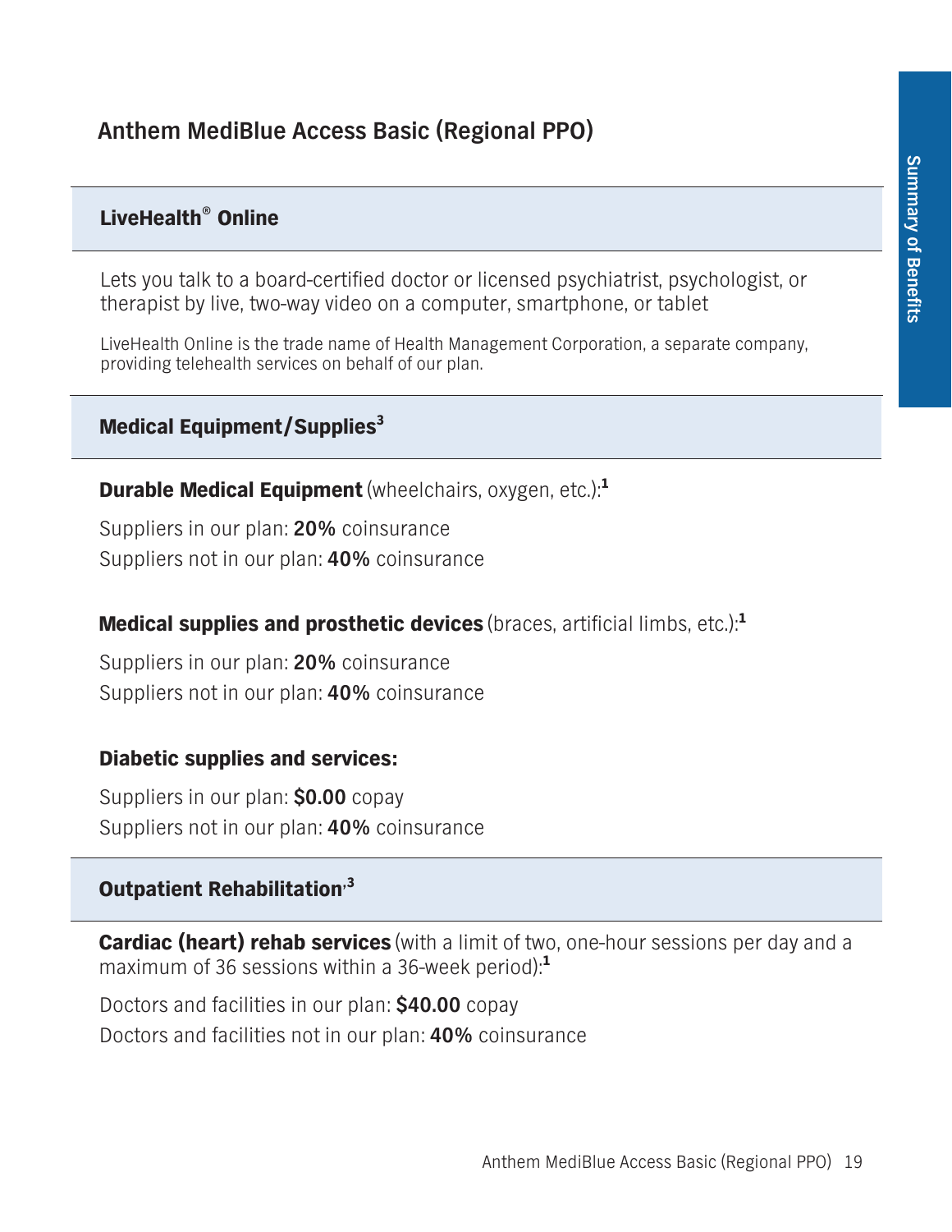## Anthem MediBlue Access Basic (Regional PPO)

### LiveHealth® Online

Lets you talk to a board-certified doctor or licensed psychiatrist, psychologist, or therapist by live, two-way video on a computer, smartphone, or tablet

LiveHealth Online is the trade name of Health Management Corporation, a separate company, providing telehealth services on behalf of our plan.

### Medical Equipment/Supplies[3]

**Durable Medical Equipment** (wheelchairs, oxygen, etc.):[1]

Suppliers in our plan: **20%** coinsurance
Suppliers not in our plan: **40%** coinsurance

**Medical supplies and prosthetic devices** (braces, artificial limbs, etc.):[1]

Suppliers in our plan: **20%** coinsurance
Suppliers not in our plan: **40%** coinsurance

**Diabetic supplies and services:**

Suppliers in our plan: **$0.00** copay
Suppliers not in our plan: **40%** coinsurance

### Outpatient Rehabilitation,[3]

**Cardiac (heart) rehab services** (with a limit of two, one-hour sessions per day and a maximum of 36 sessions within a 36-week period):[1]

Doctors and facilities in our plan: **$40.00** copay
Doctors and facilities not in our plan: **40%** coinsurance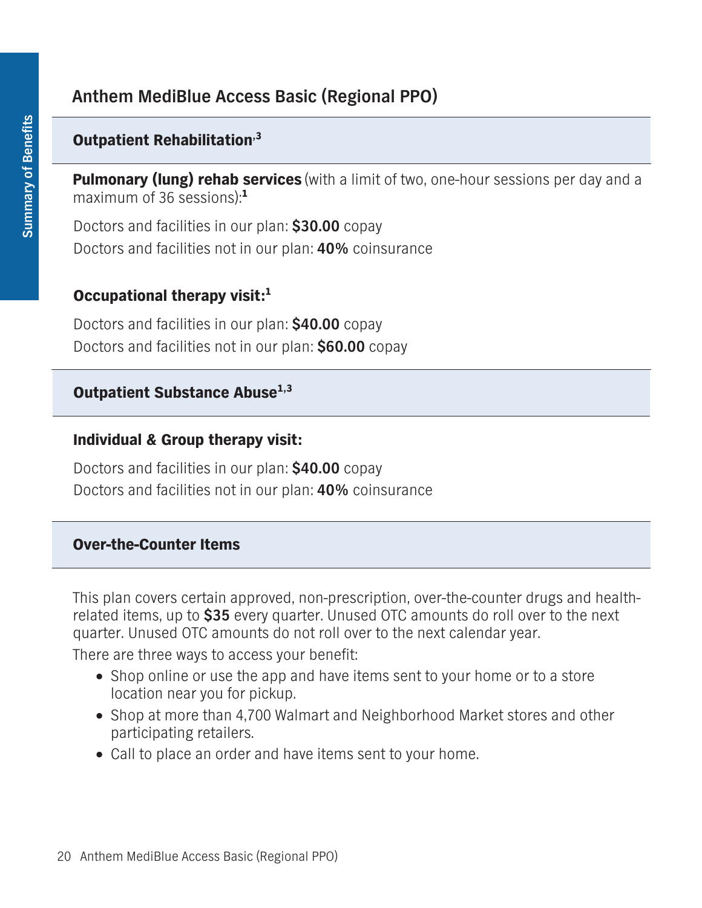## Anthem MediBlue Access Basic (Regional PPO)

### Outpatient Rehabilitation[,3]

**Pulmonary (lung) rehab services** (with a limit of two, one-hour sessions per day and a maximum of 36 sessions):[1]

Doctors and facilities in our plan: **$30.00** copay
Doctors and facilities not in our plan: **40%** coinsurance

**Occupational therapy visit:**[1]

Doctors and facilities in our plan: **$40.00** copay
Doctors and facilities not in our plan: **$60.00** copay

### Outpatient Substance Abuse[1,3]

**Individual & Group therapy visit:**

Doctors and facilities in our plan: **$40.00** copay
Doctors and facilities not in our plan: **40%** coinsurance

### Over-the-Counter Items

This plan covers certain approved, non-prescription, over-the-counter drugs and health-related items, up to **$35** every quarter. Unused OTC amounts do roll over to the next quarter. Unused OTC amounts do not roll over to the next calendar year.

There are three ways to access your benefit:

- Shop online or use the app and have items sent to your home or to a store location near you for pickup.
- Shop at more than 4,700 Walmart and Neighborhood Market stores and other participating retailers.
- Call to place an order and have items sent to your home.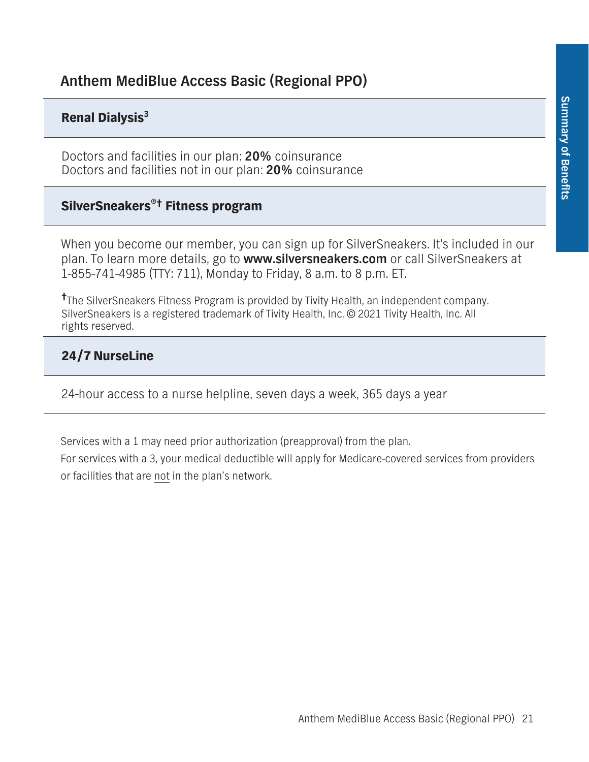## Anthem MediBlue Access Basic (Regional PPO)

### Renal Dialysis[3]

Doctors and facilities in our plan: **20%** coinsurance
Doctors and facilities not in our plan: **20%** coinsurance

### SilverSneakers®† Fitness program

When you become our member, you can sign up for SilverSneakers. It's included in our plan. To learn more details, go to **www.silversneakers.com** or call SilverSneakers at 1-855-741-4985 (TTY: 711), Monday to Friday, 8 a.m. to 8 p.m. ET.

†The SilverSneakers Fitness Program is provided by Tivity Health, an independent company. SilverSneakers is a registered trademark of Tivity Health, Inc. © 2021 Tivity Health, Inc. All rights reserved.

### 24/7 NurseLine

24-hour access to a nurse helpline, seven days a week, 365 days a year

Services with a 1 may need prior authorization (preapproval) from the plan.

For services with a 3, your medical deductible will apply for Medicare-covered services from providers or facilities that are not in the plan's network.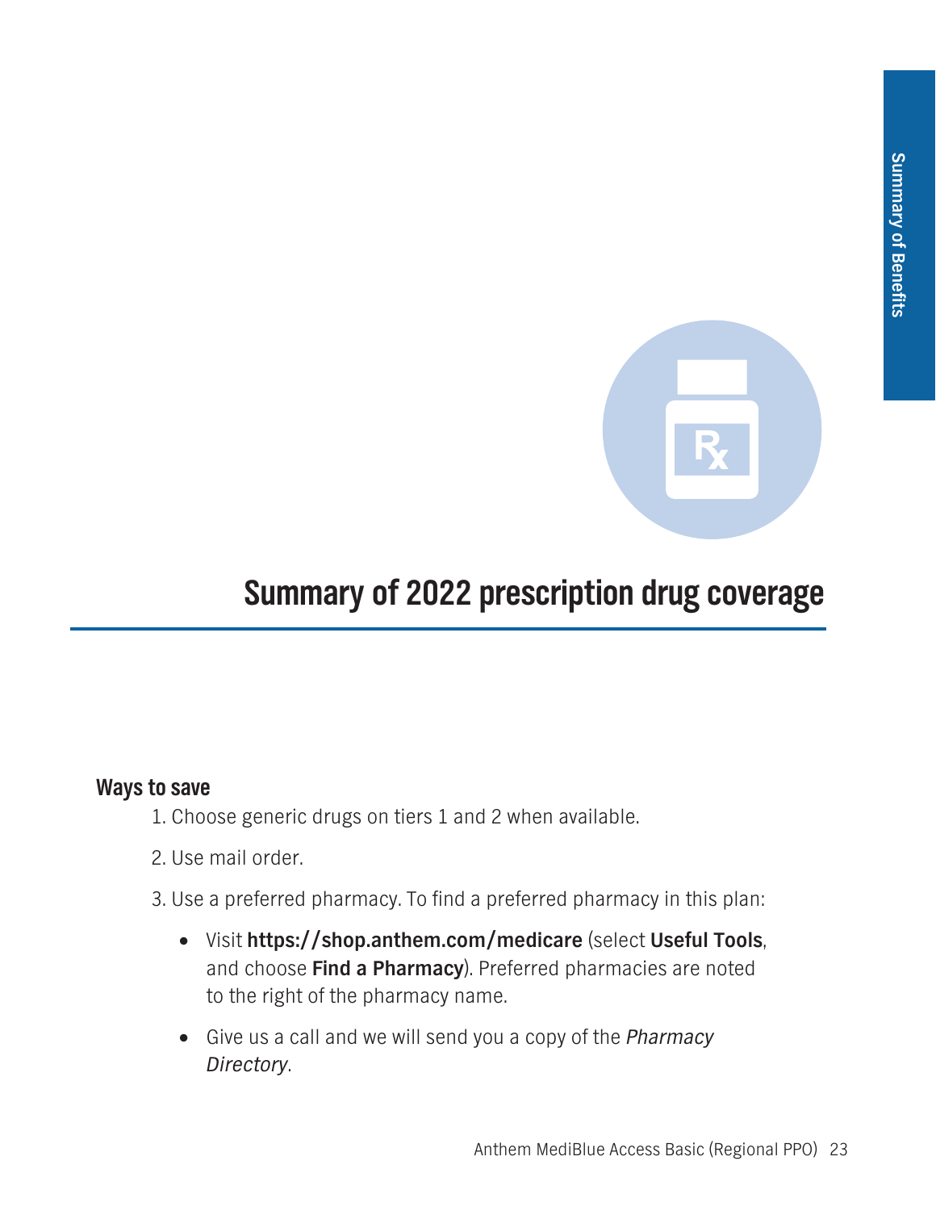# Summary of 2022 prescription drug coverage

**Ways to save**

1. Choose generic drugs on tiers 1 and 2 when available.
2. Use mail order.
3. Use a preferred pharmacy. To find a preferred pharmacy in this plan:
   - Visit **https://shop.anthem.com/medicare** (select **Useful Tools**, and choose **Find a Pharmacy**). Preferred pharmacies are noted to the right of the pharmacy name.
   - Give us a call and we will send you a copy of the *Pharmacy Directory*.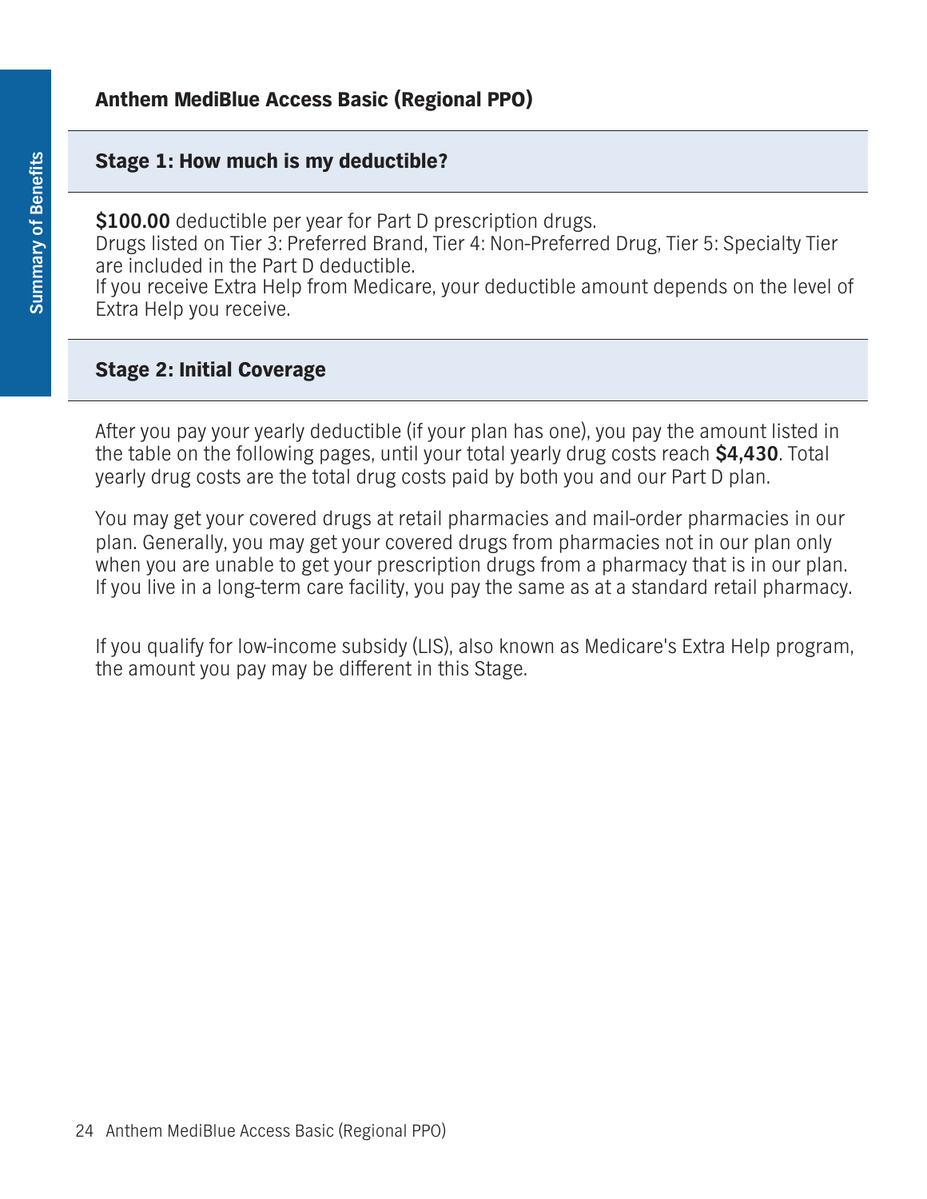**Anthem MediBlue Access Basic (Regional PPO)**

## Stage 1: How much is my deductible?

**$100.00** deductible per year for Part D prescription drugs.
Drugs listed on Tier 3: Preferred Brand, Tier 4: Non-Preferred Drug, Tier 5: Specialty Tier are included in the Part D deductible.
If you receive Extra Help from Medicare, your deductible amount depends on the level of Extra Help you receive.

## Stage 2: Initial Coverage

After you pay your yearly deductible (if your plan has one), you pay the amount listed in the table on the following pages, until your total yearly drug costs reach **$4,430**. Total yearly drug costs are the total drug costs paid by both you and our Part D plan.

You may get your covered drugs at retail pharmacies and mail-order pharmacies in our plan. Generally, you may get your covered drugs from pharmacies not in our plan only when you are unable to get your prescription drugs from a pharmacy that is in our plan. If you live in a long-term care facility, you pay the same as at a standard retail pharmacy.

If you qualify for low-income subsidy (LIS), also known as Medicare's Extra Help program, the amount you pay may be different in this Stage.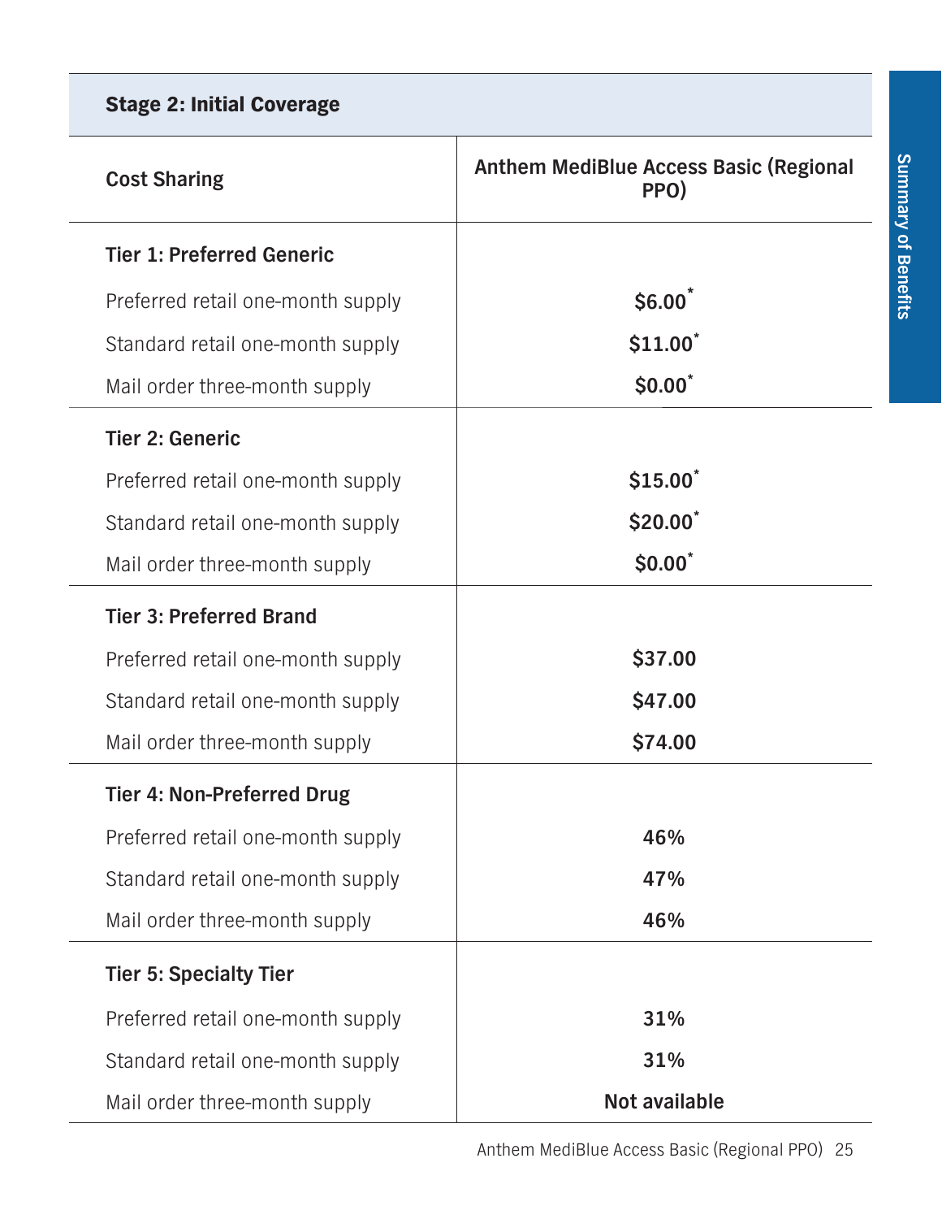| Stage 2: Initial Coverage | |
|---|---|
| **Cost Sharing** | **Anthem MediBlue Access Basic (Regional PPO)** |
| **Tier 1: Preferred Generic** | |
| Preferred retail one-month supply | **$6.00*** |
| Standard retail one-month supply | **$11.00*** |
| Mail order three-month supply | **$0.00*** |
| **Tier 2: Generic** | |
| Preferred retail one-month supply | **$15.00*** |
| Standard retail one-month supply | **$20.00*** |
| Mail order three-month supply | **$0.00*** |
| **Tier 3: Preferred Brand** | |
| Preferred retail one-month supply | **$37.00** |
| Standard retail one-month supply | **$47.00** |
| Mail order three-month supply | **$74.00** |
| **Tier 4: Non-Preferred Drug** | |
| Preferred retail one-month supply | **46%** |
| Standard retail one-month supply | **47%** |
| Mail order three-month supply | **46%** |
| **Tier 5: Specialty Tier** | |
| Preferred retail one-month supply | **31%** |
| Standard retail one-month supply | **31%** |
| Mail order three-month supply | **Not available** |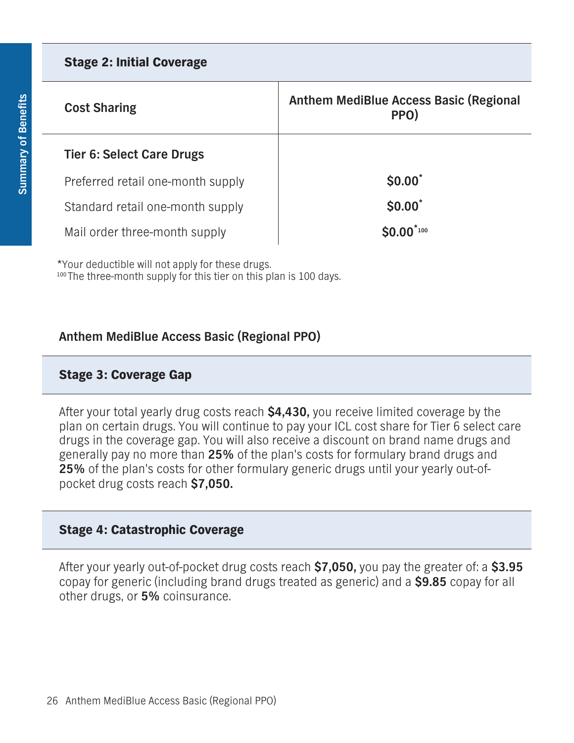## Stage 2: Initial Coverage

| Cost Sharing | Anthem MediBlue Access Basic (Regional PPO) |
|---|---|
| **Tier 6: Select Care Drugs** | |
| Preferred retail one-month supply | **$0.00*** |
| Standard retail one-month supply | **$0.00*** |
| Mail order three-month supply | **$0.00*** [100] |

*Your deductible will not apply for these drugs.
[100] The three-month supply for this tier on this plan is 100 days.

**Anthem MediBlue Access Basic (Regional PPO)**

## Stage 3: Coverage Gap

After your total yearly drug costs reach **$4,430,** you receive limited coverage by the plan on certain drugs. You will continue to pay your ICL cost share for Tier 6 select care drugs in the coverage gap. You will also receive a discount on brand name drugs and generally pay no more than **25%** of the plan's costs for formulary brand drugs and **25%** of the plan's costs for other formulary generic drugs until your yearly out-of-pocket drug costs reach **$7,050.**

## Stage 4: Catastrophic Coverage

After your yearly out-of-pocket drug costs reach **$7,050,** you pay the greater of: a **$3.95** copay for generic (including brand drugs treated as generic) and a **$9.85** copay for all other drugs, or **5%** coinsurance.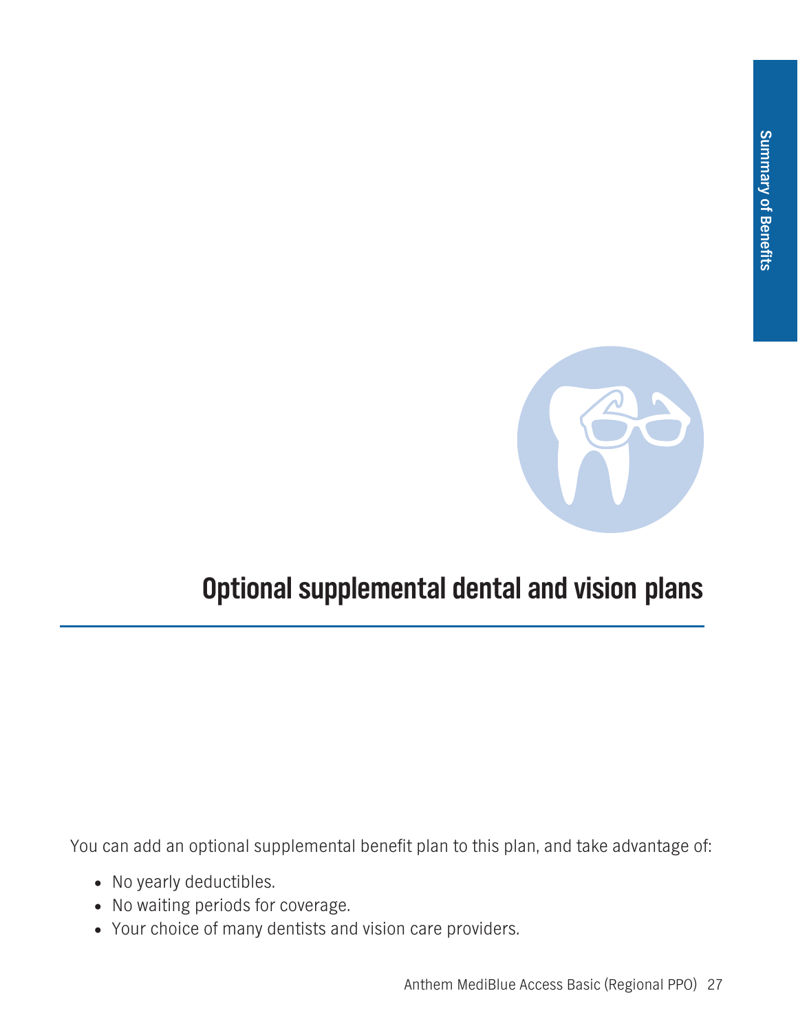# Optional supplemental dental and vision plans

You can add an optional supplemental benefit plan to this plan, and take advantage of:

- No yearly deductibles.
- No waiting periods for coverage.
- Your choice of many dentists and vision care providers.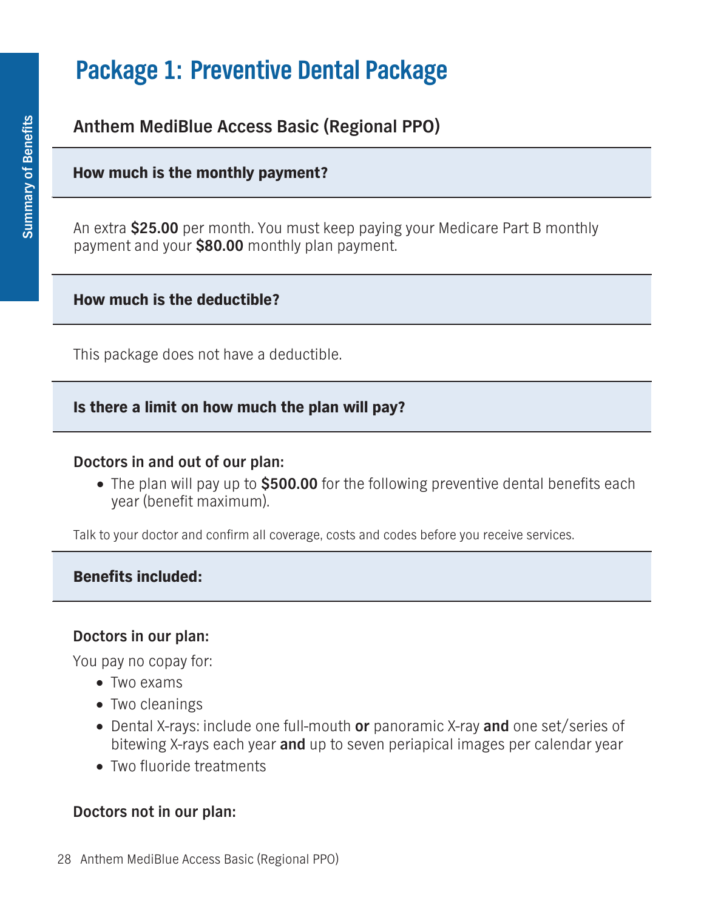# Package 1: Preventive Dental Package

## Anthem MediBlue Access Basic (Regional PPO)

### How much is the monthly payment?

An extra **$25.00** per month. You must keep paying your Medicare Part B monthly payment and your **$80.00** monthly plan payment.

### How much is the deductible?

This package does not have a deductible.

### Is there a limit on how much the plan will pay?

**Doctors in and out of our plan:**

- The plan will pay up to **$500.00** for the following preventive dental benefits each year (benefit maximum).

Talk to your doctor and confirm all coverage, costs and codes before you receive services.

### Benefits included:

**Doctors in our plan:**

You pay no copay for:

- Two exams
- Two cleanings
- Dental X-rays: include one full-mouth **or** panoramic X-ray **and** one set/series of bitewing X-rays each year **and** up to seven periapical images per calendar year
- Two fluoride treatments

**Doctors not in our plan:**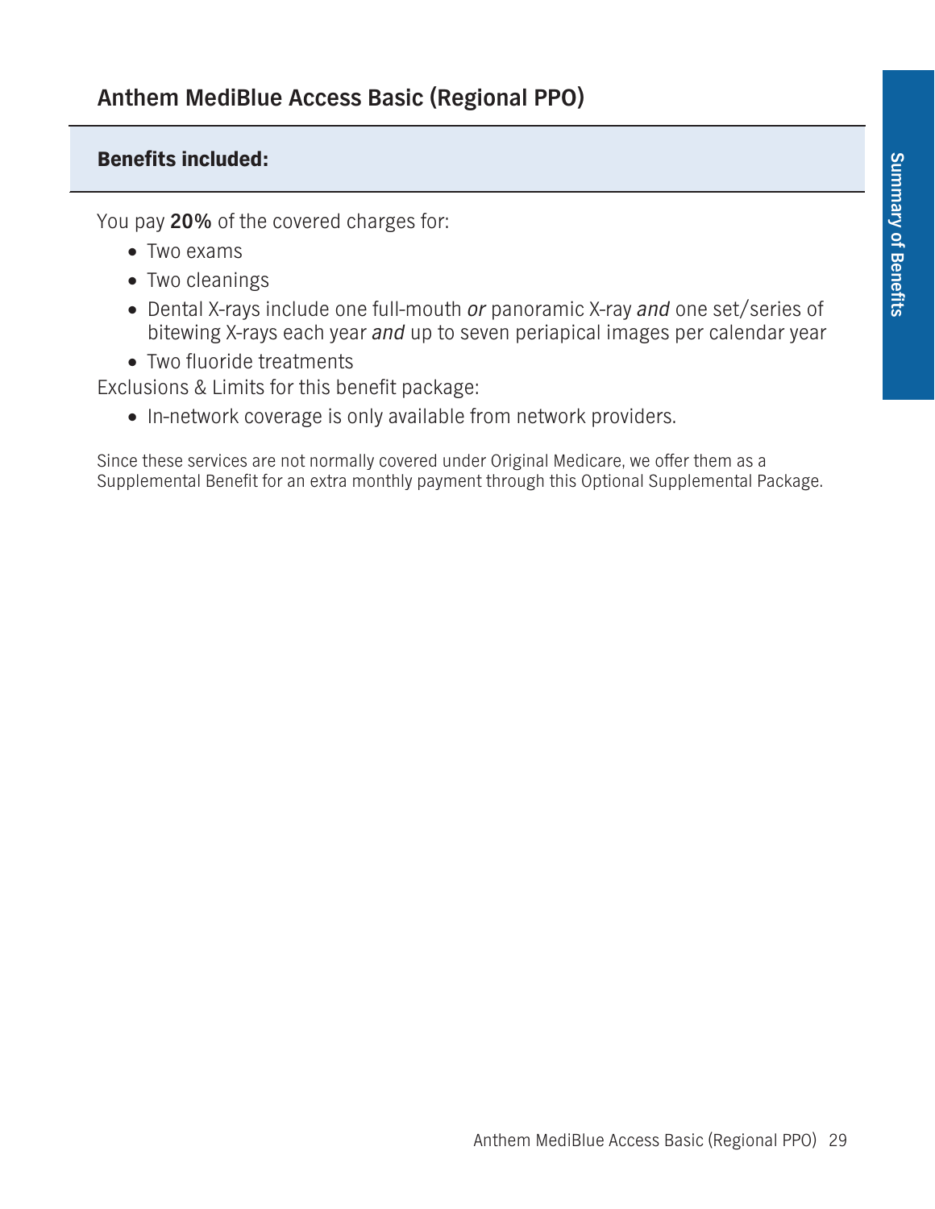## Anthem MediBlue Access Basic (Regional PPO)

**Benefits included:**

You pay **20%** of the covered charges for:

- Two exams
- Two cleanings
- Dental X-rays include one full-mouth *or* panoramic X-ray *and* one set/series of bitewing X-rays each year *and* up to seven periapical images per calendar year
- Two fluoride treatments

Exclusions & Limits for this benefit package:

- In-network coverage is only available from network providers.

Since these services are not normally covered under Original Medicare, we offer them as a Supplemental Benefit for an extra monthly payment through this Optional Supplemental Package.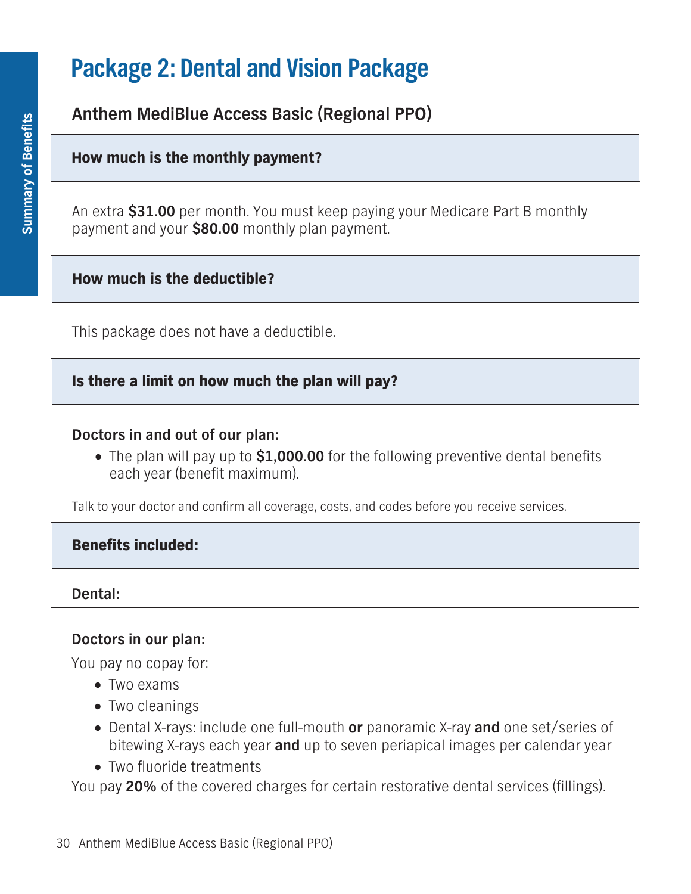# Package 2: Dental and Vision Package

## Anthem MediBlue Access Basic (Regional PPO)

### How much is the monthly payment?

An extra **$31.00** per month. You must keep paying your Medicare Part B monthly payment and your **$80.00** monthly plan payment.

### How much is the deductible?

This package does not have a deductible.

### Is there a limit on how much the plan will pay?

**Doctors in and out of our plan:**

- The plan will pay up to **$1,000.00** for the following preventive dental benefits each year (benefit maximum).

Talk to your doctor and confirm all coverage, costs, and codes before you receive services.

### Benefits included:

**Dental:**

**Doctors in our plan:**

You pay no copay for:

- Two exams
- Two cleanings
- Dental X-rays: include one full-mouth **or** panoramic X-ray **and** one set/series of bitewing X-rays each year **and** up to seven periapical images per calendar year
- Two fluoride treatments

You pay **20%** of the covered charges for certain restorative dental services (fillings).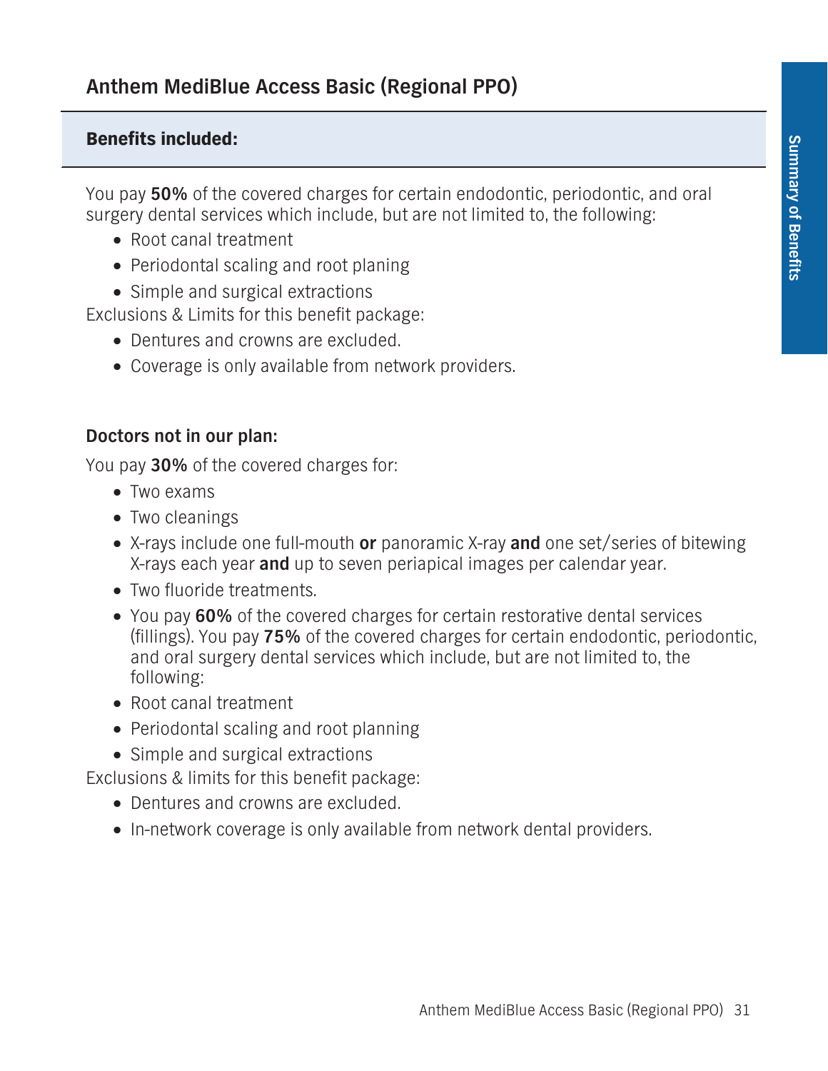## Anthem MediBlue Access Basic (Regional PPO)

### Benefits included:

You pay **50%** of the covered charges for certain endodontic, periodontic, and oral surgery dental services which include, but are not limited to, the following:

- Root canal treatment
- Periodontal scaling and root planing
- Simple and surgical extractions

Exclusions & Limits for this benefit package:

- Dentures and crowns are excluded.
- Coverage is only available from network providers.

**Doctors not in our plan:**

You pay **30%** of the covered charges for:

- Two exams
- Two cleanings
- X-rays include one full-mouth **or** panoramic X-ray **and** one set/series of bitewing X-rays each year **and** up to seven periapical images per calendar year.
- Two fluoride treatments.
- You pay **60%** of the covered charges for certain restorative dental services (fillings). You pay **75%** of the covered charges for certain endodontic, periodontic, and oral surgery dental services which include, but are not limited to, the following:
- Root canal treatment
- Periodontal scaling and root planning
- Simple and surgical extractions

Exclusions & limits for this benefit package:

- Dentures and crowns are excluded.
- In-network coverage is only available from network dental providers.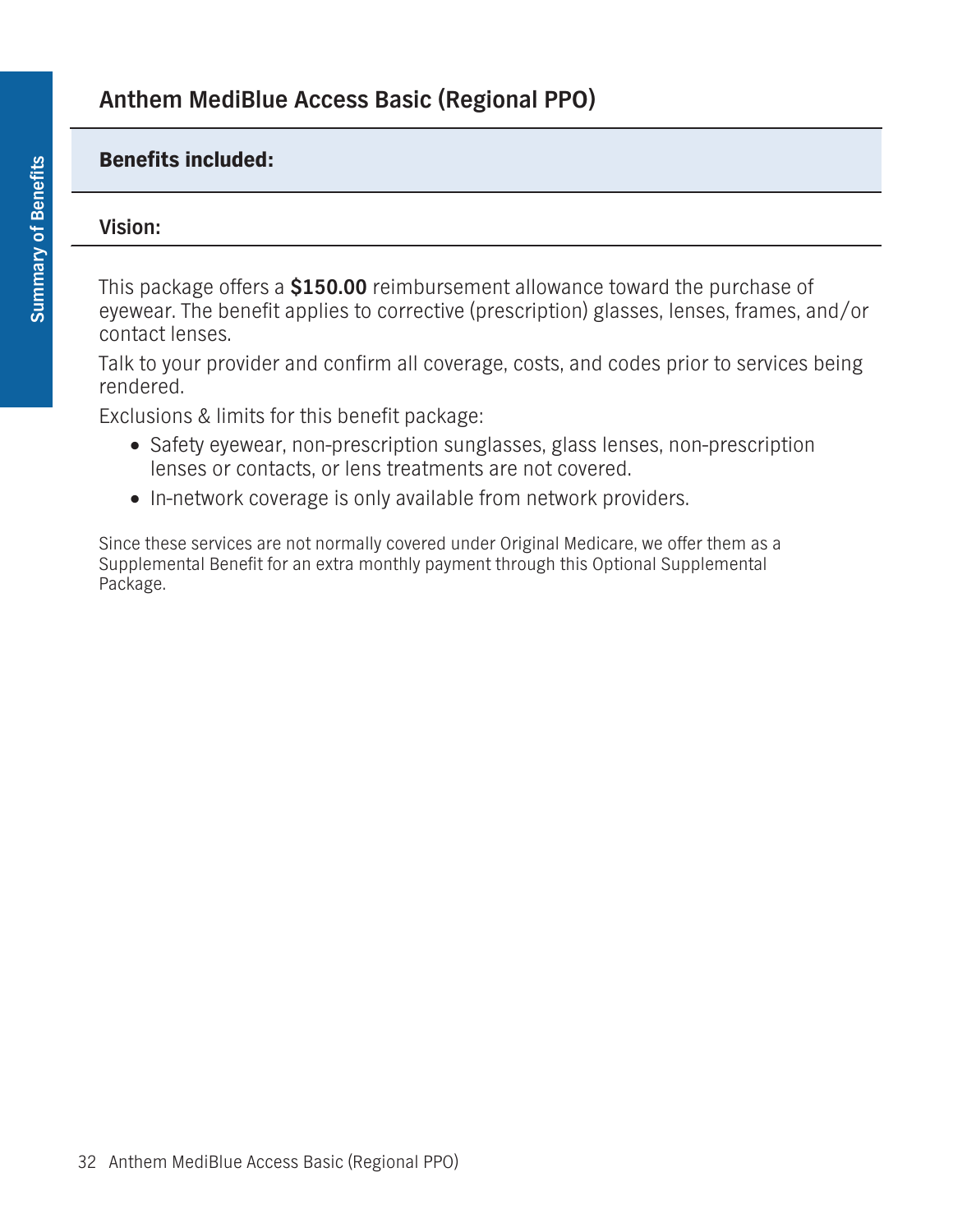## Anthem MediBlue Access Basic (Regional PPO)

**Benefits included:**

**Vision:**

This package offers a **$150.00** reimbursement allowance toward the purchase of eyewear. The benefit applies to corrective (prescription) glasses, lenses, frames, and/or contact lenses.

Talk to your provider and confirm all coverage, costs, and codes prior to services being rendered.

Exclusions & limits for this benefit package:

- Safety eyewear, non-prescription sunglasses, glass lenses, non-prescription lenses or contacts, or lens treatments are not covered.
- In-network coverage is only available from network providers.

Since these services are not normally covered under Original Medicare, we offer them as a Supplemental Benefit for an extra monthly payment through this Optional Supplemental Package.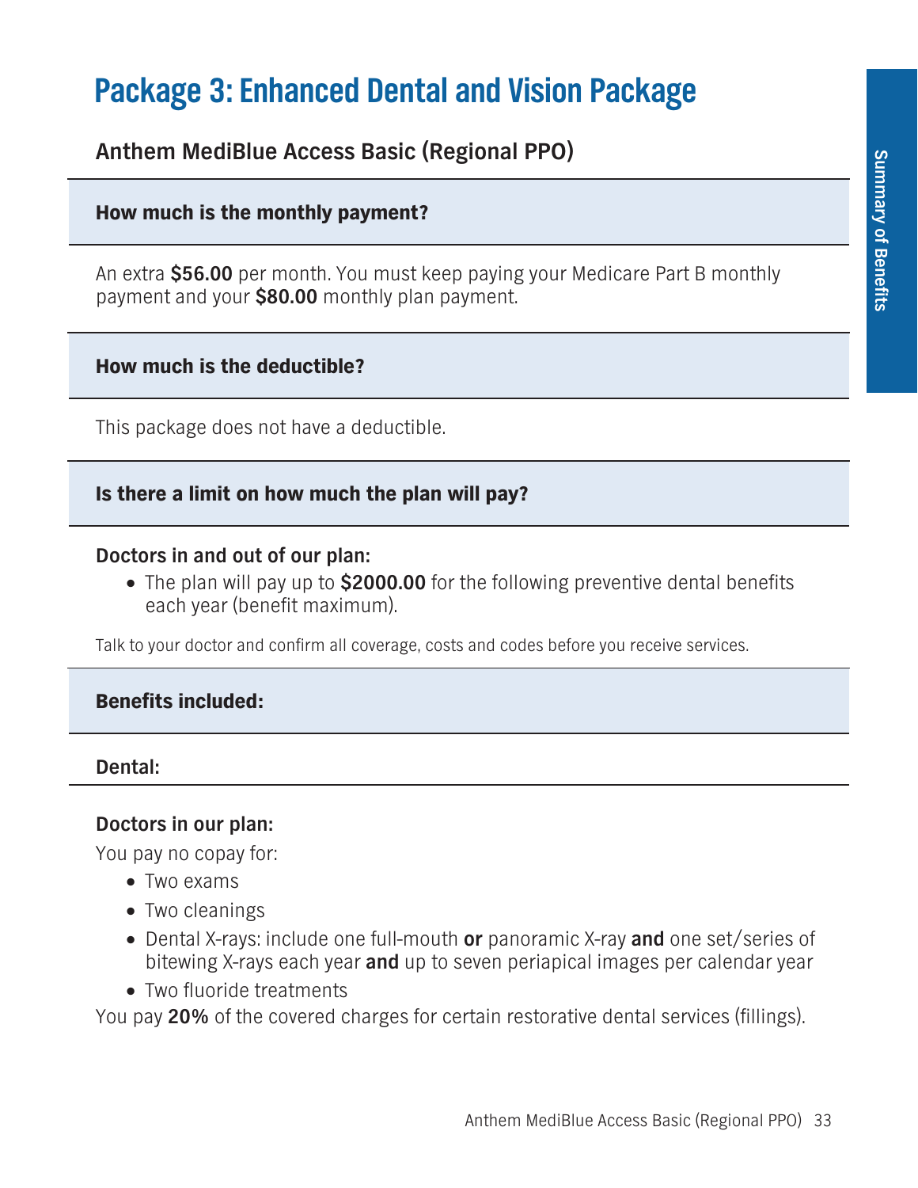# Package 3: Enhanced Dental and Vision Package

## Anthem MediBlue Access Basic (Regional PPO)

### How much is the monthly payment?

An extra **$56.00** per month. You must keep paying your Medicare Part B monthly payment and your **$80.00** monthly plan payment.

### How much is the deductible?

This package does not have a deductible.

### Is there a limit on how much the plan will pay?

**Doctors in and out of our plan:**

- The plan will pay up to **$2000.00** for the following preventive dental benefits each year (benefit maximum).

Talk to your doctor and confirm all coverage, costs and codes before you receive services.

### Benefits included:

**Dental:**

**Doctors in our plan:**

You pay no copay for:

- Two exams
- Two cleanings
- Dental X-rays: include one full-mouth **or** panoramic X-ray **and** one set/series of bitewing X-rays each year **and** up to seven periapical images per calendar year
- Two fluoride treatments

You pay **20%** of the covered charges for certain restorative dental services (fillings).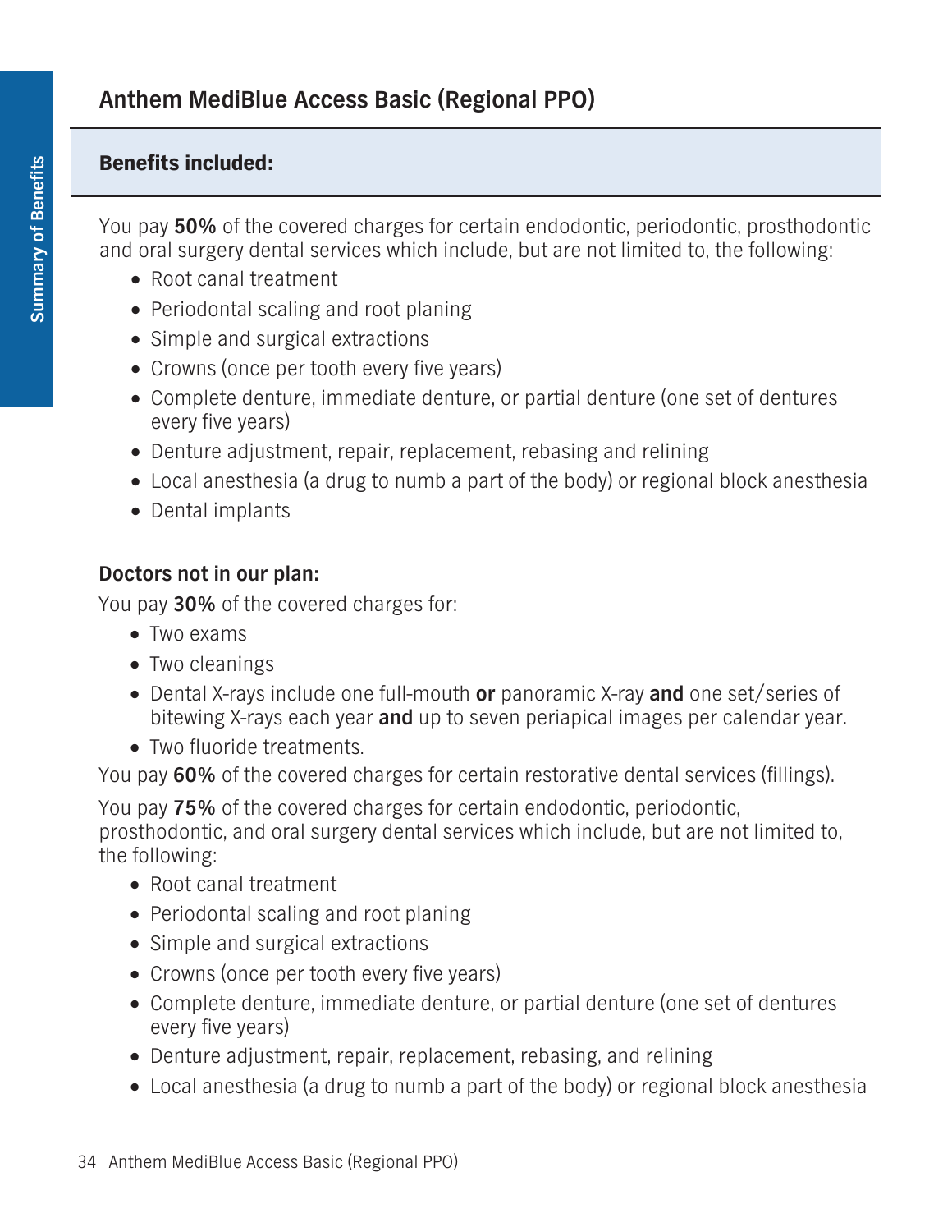## Anthem MediBlue Access Basic (Regional PPO)

**Benefits included:**

You pay **50%** of the covered charges for certain endodontic, periodontic, prosthodontic and oral surgery dental services which include, but are not limited to, the following:

- Root canal treatment
- Periodontal scaling and root planing
- Simple and surgical extractions
- Crowns (once per tooth every five years)
- Complete denture, immediate denture, or partial denture (one set of dentures every five years)
- Denture adjustment, repair, replacement, rebasing and relining
- Local anesthesia (a drug to numb a part of the body) or regional block anesthesia
- Dental implants

**Doctors not in our plan:**

You pay **30%** of the covered charges for:

- Two exams
- Two cleanings
- Dental X-rays include one full-mouth **or** panoramic X-ray **and** one set/series of bitewing X-rays each year **and** up to seven periapical images per calendar year.
- Two fluoride treatments.

You pay **60%** of the covered charges for certain restorative dental services (fillings).

You pay **75%** of the covered charges for certain endodontic, periodontic, prosthodontic, and oral surgery dental services which include, but are not limited to, the following:

- Root canal treatment
- Periodontal scaling and root planing
- Simple and surgical extractions
- Crowns (once per tooth every five years)
- Complete denture, immediate denture, or partial denture (one set of dentures every five years)
- Denture adjustment, repair, replacement, rebasing, and relining
- Local anesthesia (a drug to numb a part of the body) or regional block anesthesia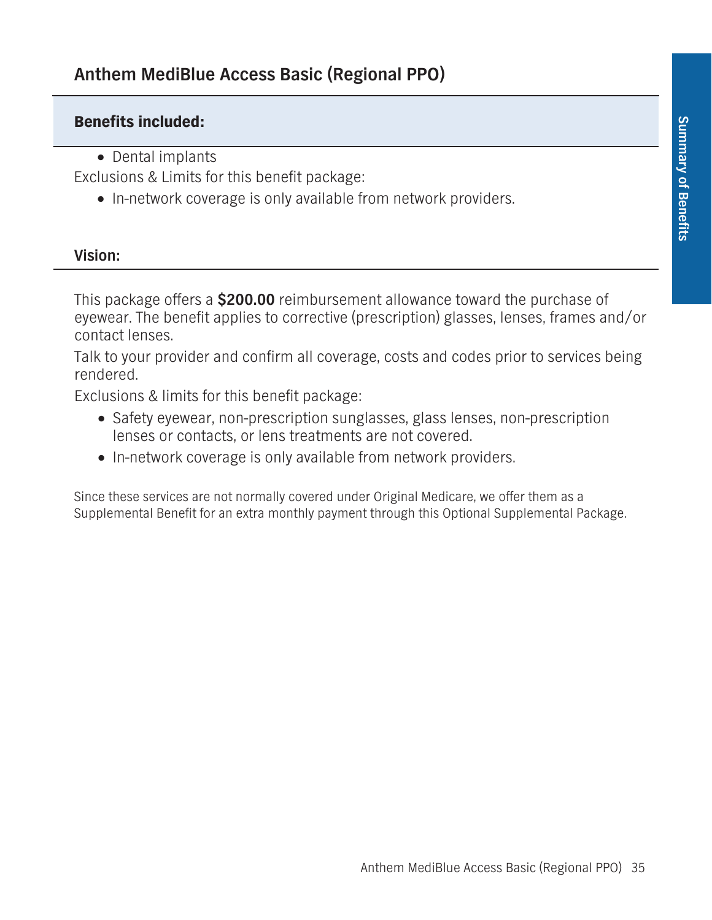## Anthem MediBlue Access Basic (Regional PPO)

**Benefits included:**

- Dental implants

Exclusions & Limits for this benefit package:

- In-network coverage is only available from network providers.

**Vision:**

This package offers a **$200.00** reimbursement allowance toward the purchase of eyewear. The benefit applies to corrective (prescription) glasses, lenses, frames and/or contact lenses.

Talk to your provider and confirm all coverage, costs and codes prior to services being rendered.

Exclusions & limits for this benefit package:

- Safety eyewear, non-prescription sunglasses, glass lenses, non-prescription lenses or contacts, or lens treatments are not covered.
- In-network coverage is only available from network providers.

Since these services are not normally covered under Original Medicare, we offer them as a Supplemental Benefit for an extra monthly payment through this Optional Supplemental Package.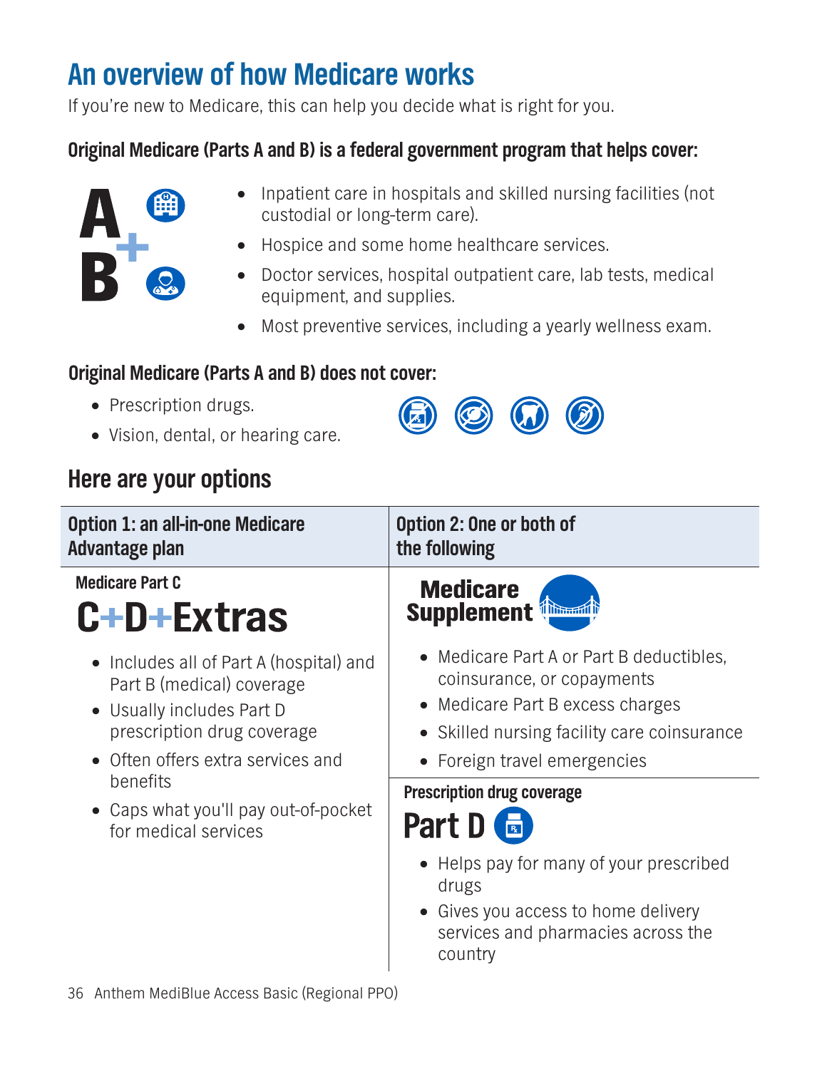# An overview of how Medicare works

If you're new to Medicare, this can help you decide what is right for you.

### Original Medicare (Parts A and B) is a federal government program that helps cover:

A + B

- Inpatient care in hospitals and skilled nursing facilities (not custodial or long-term care).
- Hospice and some home healthcare services.
- Doctor services, hospital outpatient care, lab tests, medical equipment, and supplies.
- Most preventive services, including a yearly wellness exam.

### Original Medicare (Parts A and B) does not cover:

- Prescription drugs.
- Vision, dental, or hearing care.

## Here are your options

| Option 1: an all-in-one Medicare Advantage plan | Option 2: One or both of the following |
|---|---|
| **Medicare Part C**<br>**C+D+Extras**<br>• Includes all of Part A (hospital) and Part B (medical) coverage<br>• Usually includes Part D prescription drug coverage<br>• Often offers extra services and benefits<br>• Caps what you'll pay out-of-pocket for medical services | **Medicare Supplement**<br>• Medicare Part A or Part B deductibles, coinsurance, or copayments<br>• Medicare Part B excess charges<br>• Skilled nursing facility care coinsurance<br>• Foreign travel emergencies<br><br>**Prescription drug coverage**<br>**Part D**<br>• Helps pay for many of your prescribed drugs<br>• Gives you access to home delivery services and pharmacies across the country |

Anthem MediBlue Access Basic (Regional PPO)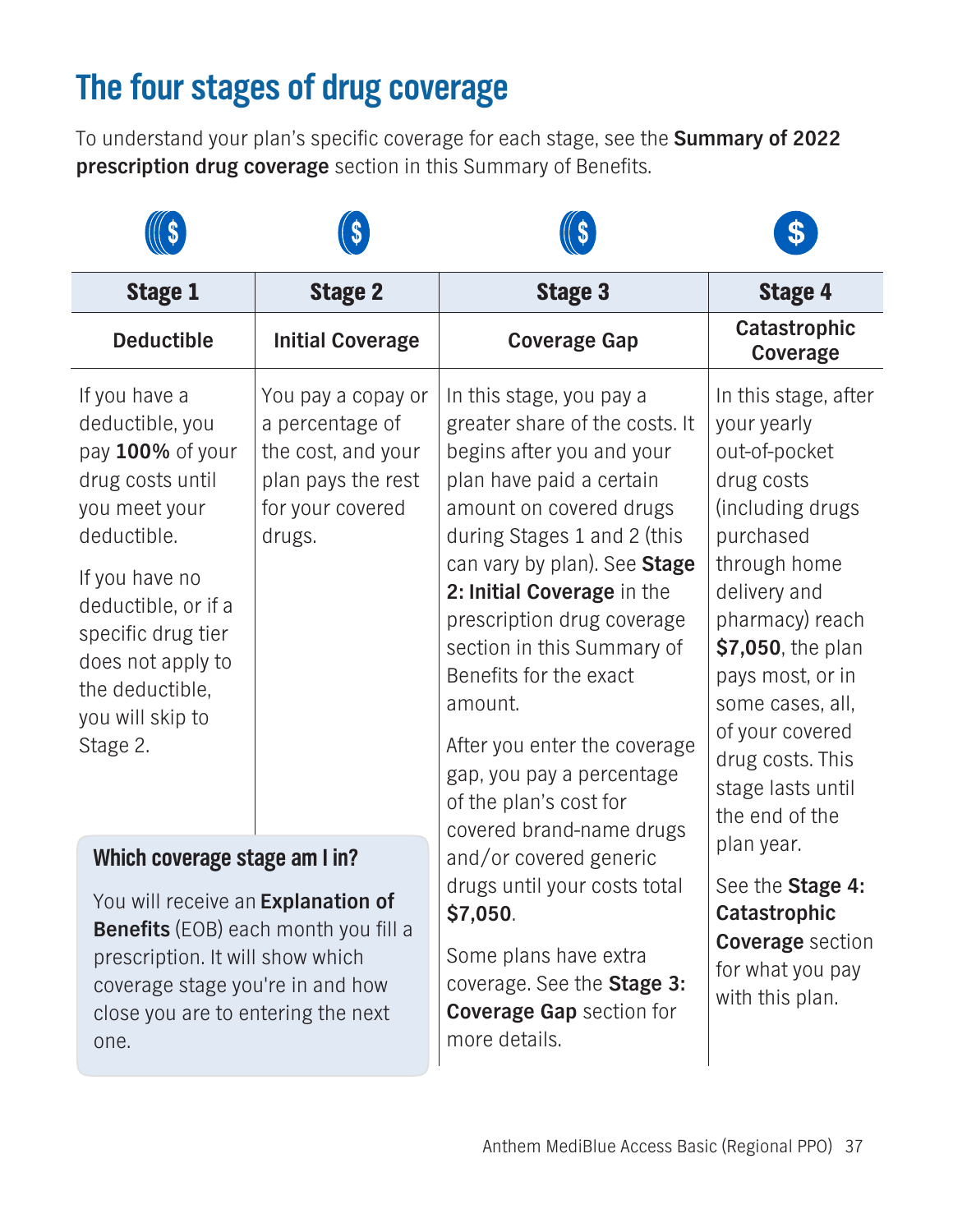# The four stages of drug coverage

To understand your plan's specific coverage for each stage, see the **Summary of 2022 prescription drug coverage** section in this Summary of Benefits.

| Stage 1 | Stage 2 | Stage 3 | Stage 4 |
|---|---|---|---|
| **Deductible** | **Initial Coverage** | **Coverage Gap** | **Catastrophic Coverage** |
| If you have a deductible, you pay **100%** of your drug costs until you meet your deductible.<br><br>If you have no deductible, or if a specific drug tier does not apply to the deductible, you will skip to Stage 2. | You pay a copay or a percentage of the cost, and your plan pays the rest for your covered drugs. | In this stage, you pay a greater share of the costs. It begins after you and your plan have paid a certain amount on covered drugs during Stages 1 and 2 (this can vary by plan). See **Stage 2: Initial Coverage** in the prescription drug coverage section in this Summary of Benefits for the exact amount.<br><br>After you enter the coverage gap, you pay a percentage of the plan's cost for covered brand-name drugs and/or covered generic drugs until your costs total **$7,050**.<br><br>Some plans have extra coverage. See the **Stage 3: Coverage Gap** section for more details. | In this stage, after your yearly out-of-pocket drug costs (including drugs purchased through home delivery and pharmacy) reach **$7,050**, the plan pays most, or in some cases, all, of your covered drug costs. This stage lasts until the end of the plan year.<br><br>See the **Stage 4: Catastrophic Coverage** section for what you pay with this plan. |

### Which coverage stage am I in?

You will receive an **Explanation of Benefits** (EOB) each month you fill a prescription. It will show which coverage stage you're in and how close you are to entering the next one.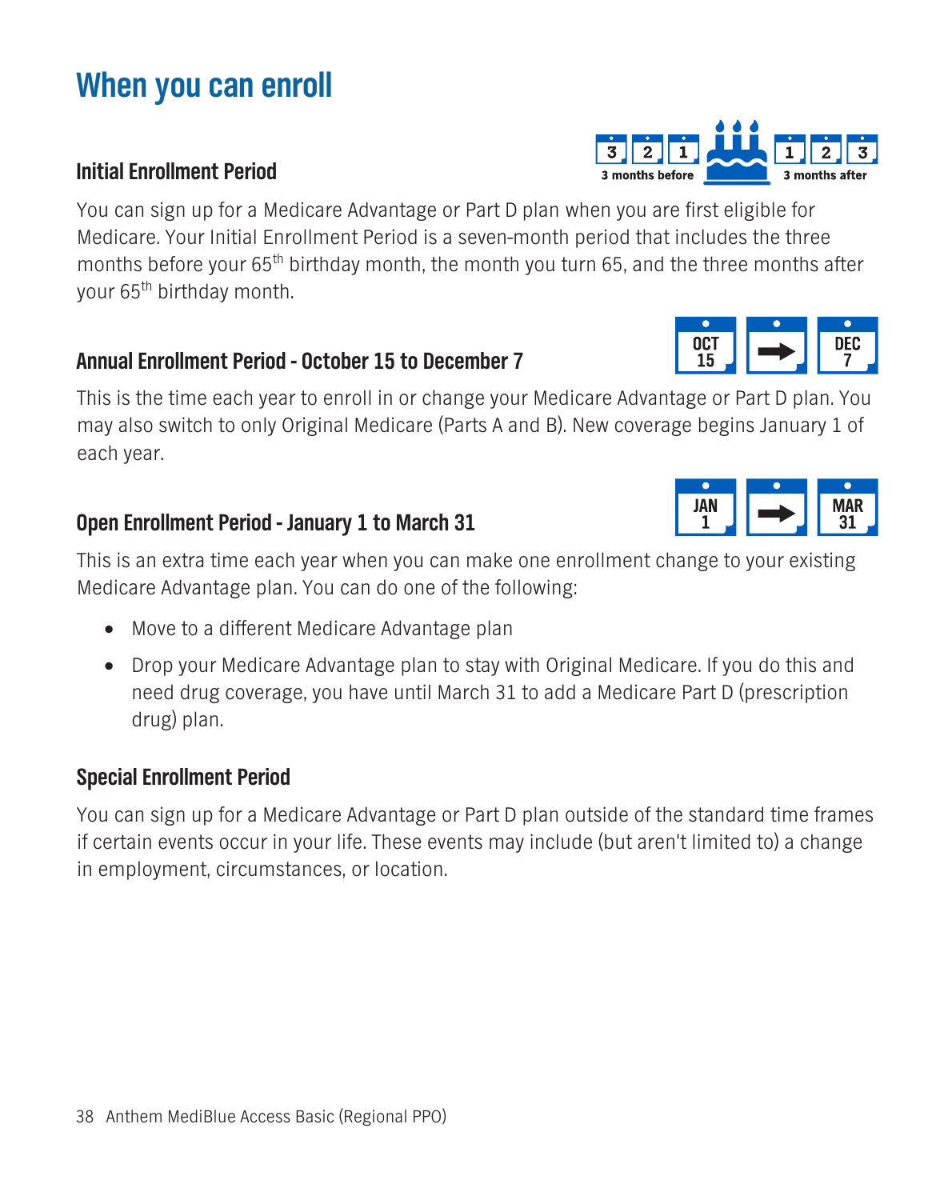# When you can enroll

## Initial Enrollment Period

You can sign up for a Medicare Advantage or Part D plan when you are first eligible for Medicare. Your Initial Enrollment Period is a seven-month period that includes the three months before your 65th birthday month, the month you turn 65, and the three months after your 65th birthday month.

## Annual Enrollment Period - October 15 to December 7

This is the time each year to enroll in or change your Medicare Advantage or Part D plan. You may also switch to only Original Medicare (Parts A and B). New coverage begins January 1 of each year.

## Open Enrollment Period - January 1 to March 31

This is an extra time each year when you can make one enrollment change to your existing Medicare Advantage plan. You can do one of the following:

- Move to a different Medicare Advantage plan
- Drop your Medicare Advantage plan to stay with Original Medicare. If you do this and need drug coverage, you have until March 31 to add a Medicare Part D (prescription drug) plan.

## Special Enrollment Period

You can sign up for a Medicare Advantage or Part D plan outside of the standard time frames if certain events occur in your life. These events may include (but aren't limited to) a change in employment, circumstances, or location.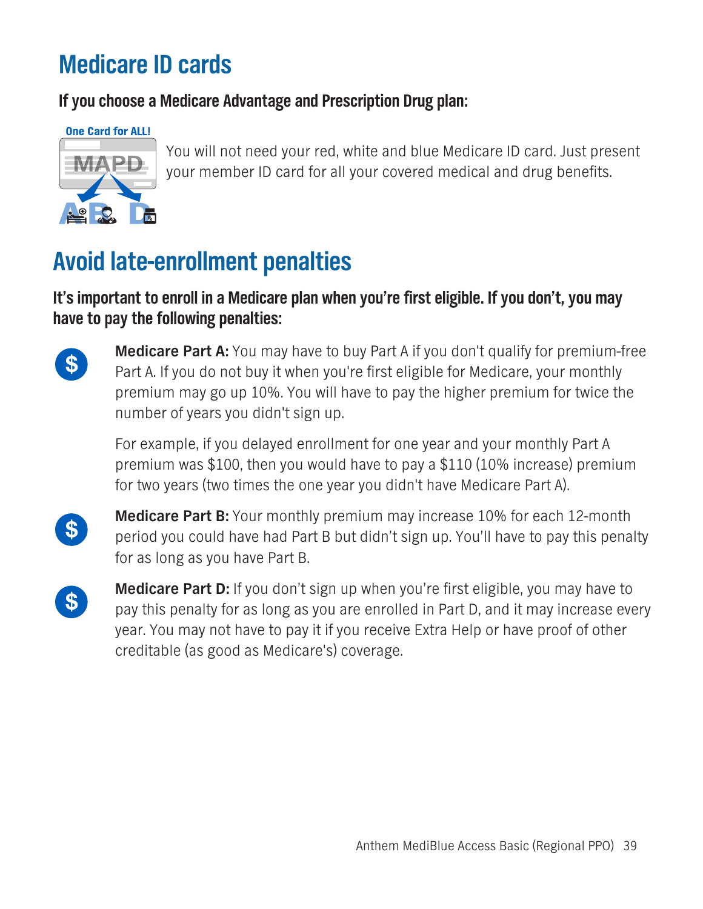# Medicare ID cards

**If you choose a Medicare Advantage and Prescription Drug plan:**

One Card for ALL!

You will not need your red, white and blue Medicare ID card. Just present your member ID card for all your covered medical and drug benefits.

# Avoid late-enrollment penalties

**It's important to enroll in a Medicare plan when you're first eligible. If you don't, you may have to pay the following penalties:**

**Medicare Part A:** You may have to buy Part A if you don't qualify for premium-free Part A. If you do not buy it when you're first eligible for Medicare, your monthly premium may go up 10%. You will have to pay the higher premium for twice the number of years you didn't sign up.

For example, if you delayed enrollment for one year and your monthly Part A premium was $100, then you would have to pay a $110 (10% increase) premium for two years (two times the one year you didn't have Medicare Part A).

**Medicare Part B:** Your monthly premium may increase 10% for each 12-month period you could have had Part B but didn't sign up. You'll have to pay this penalty for as long as you have Part B.

**Medicare Part D:** If you don't sign up when you're first eligible, you may have to pay this penalty for as long as you are enrolled in Part D, and it may increase every year. You may not have to pay it if you receive Extra Help or have proof of other creditable (as good as Medicare's) coverage.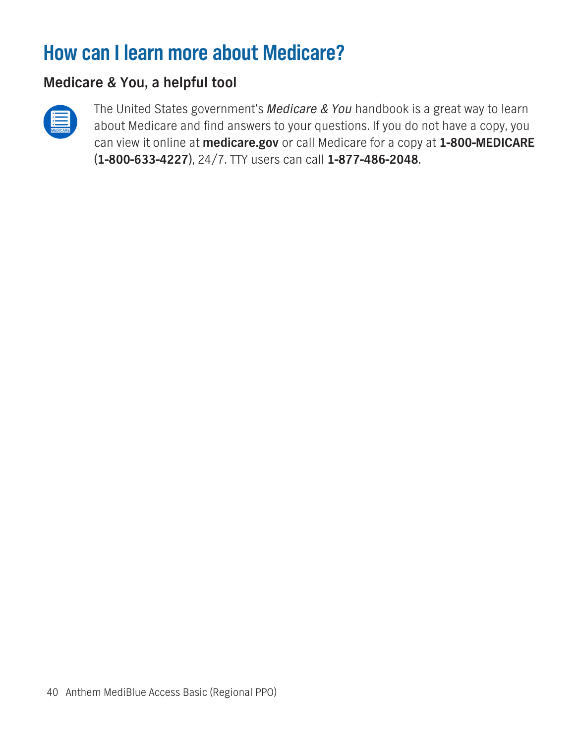# How can I learn more about Medicare?

## Medicare & You, a helpful tool

The United States government's *Medicare & You* handbook is a great way to learn about Medicare and find answers to your questions. If you do not have a copy, you can view it online at **medicare.gov** or call Medicare for a copy at **1-800-MEDICARE** (**1-800-633-4227**), 24/7. TTY users can call **1-877-486-2048**.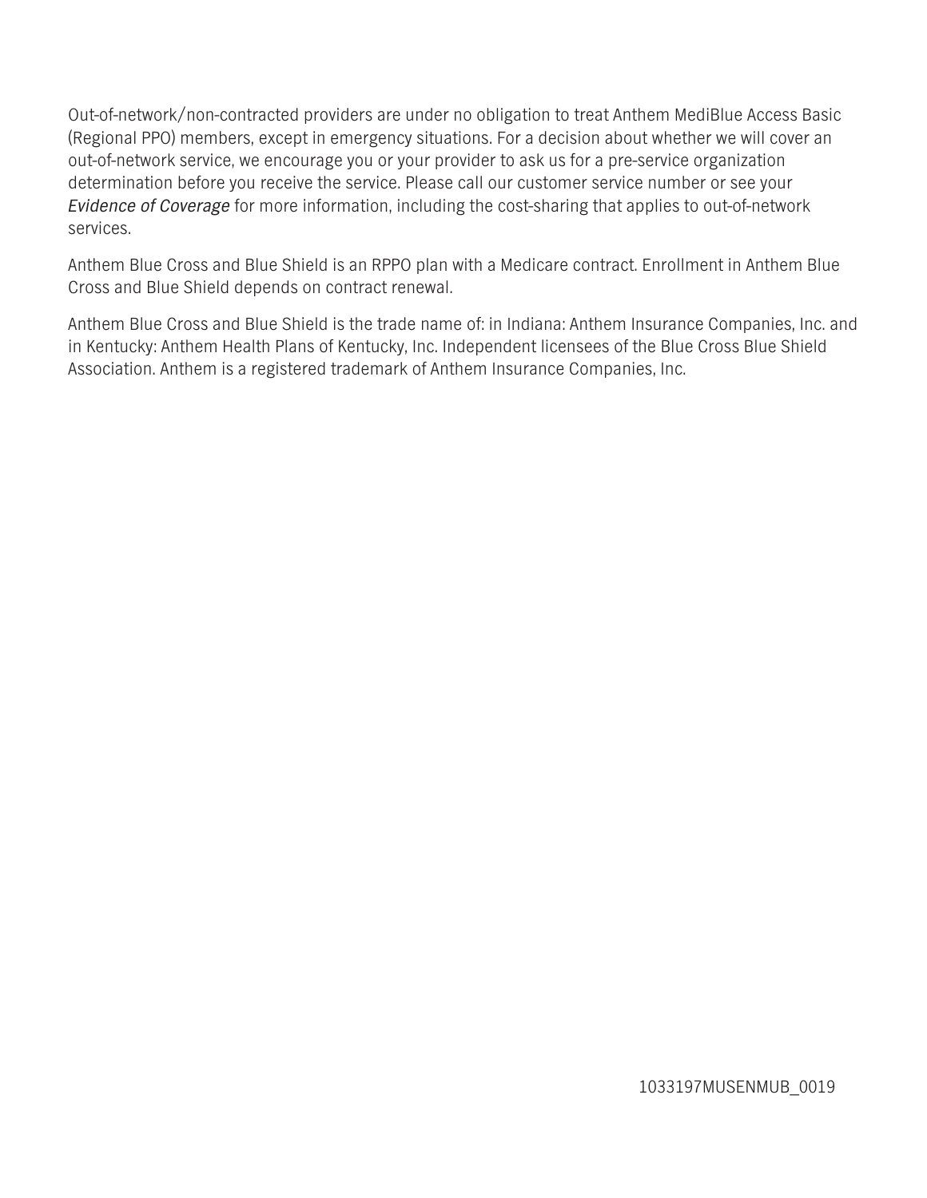Out-of-network/non-contracted providers are under no obligation to treat Anthem MediBlue Access Basic (Regional PPO) members, except in emergency situations. For a decision about whether we will cover an out-of-network service, we encourage you or your provider to ask us for a pre-service organization determination before you receive the service. Please call our customer service number or see your *Evidence of Coverage* for more information, including the cost-sharing that applies to out-of-network services.

Anthem Blue Cross and Blue Shield is an RPPO plan with a Medicare contract. Enrollment in Anthem Blue Cross and Blue Shield depends on contract renewal.

Anthem Blue Cross and Blue Shield is the trade name of: in Indiana: Anthem Insurance Companies, Inc. and in Kentucky: Anthem Health Plans of Kentucky, Inc. Independent licensees of the Blue Cross Blue Shield Association. Anthem is a registered trademark of Anthem Insurance Companies, Inc.

1033197MUSENMUB_0019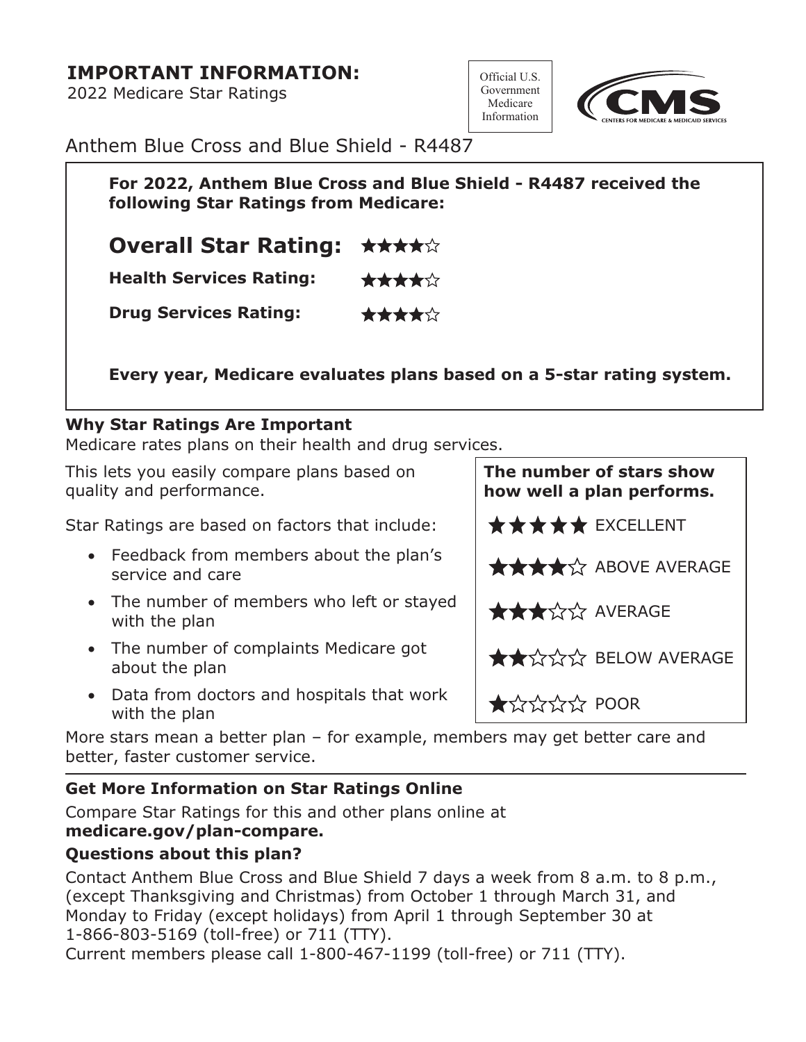# IMPORTANT INFORMATION:

2022 Medicare Star Ratings

Official U.S. Government Medicare Information

CMS — CENTERS FOR MEDICARE & MEDICAID SERVICES

Anthem Blue Cross and Blue Shield - R4487

**For 2022, Anthem Blue Cross and Blue Shield - R4487 received the following Star Ratings from Medicare:**

## Overall Star Rating: ★★★★☆

**Health Services Rating:** ★★★★☆

**Drug Services Rating:** ★★★★☆

**Every year, Medicare evaluates plans based on a 5-star rating system.**

**Why Star Ratings Are Important**

Medicare rates plans on their health and drug services.

This lets you easily compare plans based on quality and performance.

Star Ratings are based on factors that include:

- Feedback from members about the plan's service and care
- The number of members who left or stayed with the plan
- The number of complaints Medicare got about the plan
- Data from doctors and hospitals that work with the plan

**The number of stars show how well a plan performs.**

★★★★★ EXCELLENT

★★★★☆ ABOVE AVERAGE

★★★☆☆ AVERAGE

★★☆☆☆ BELOW AVERAGE

★☆☆☆☆ POOR

More stars mean a better plan – for example, members may get better care and better, faster customer service.

**Get More Information on Star Ratings Online**

Compare Star Ratings for this and other plans online at **medicare.gov/plan-compare.**

**Questions about this plan?**

Contact Anthem Blue Cross and Blue Shield 7 days a week from 8 a.m. to 8 p.m., (except Thanksgiving and Christmas) from October 1 through March 31, and Monday to Friday (except holidays) from April 1 through September 30 at 1-866-803-5169 (toll-free) or 711 (TTY).
Current members please call 1-800-467-1199 (toll-free) or 711 (TTY).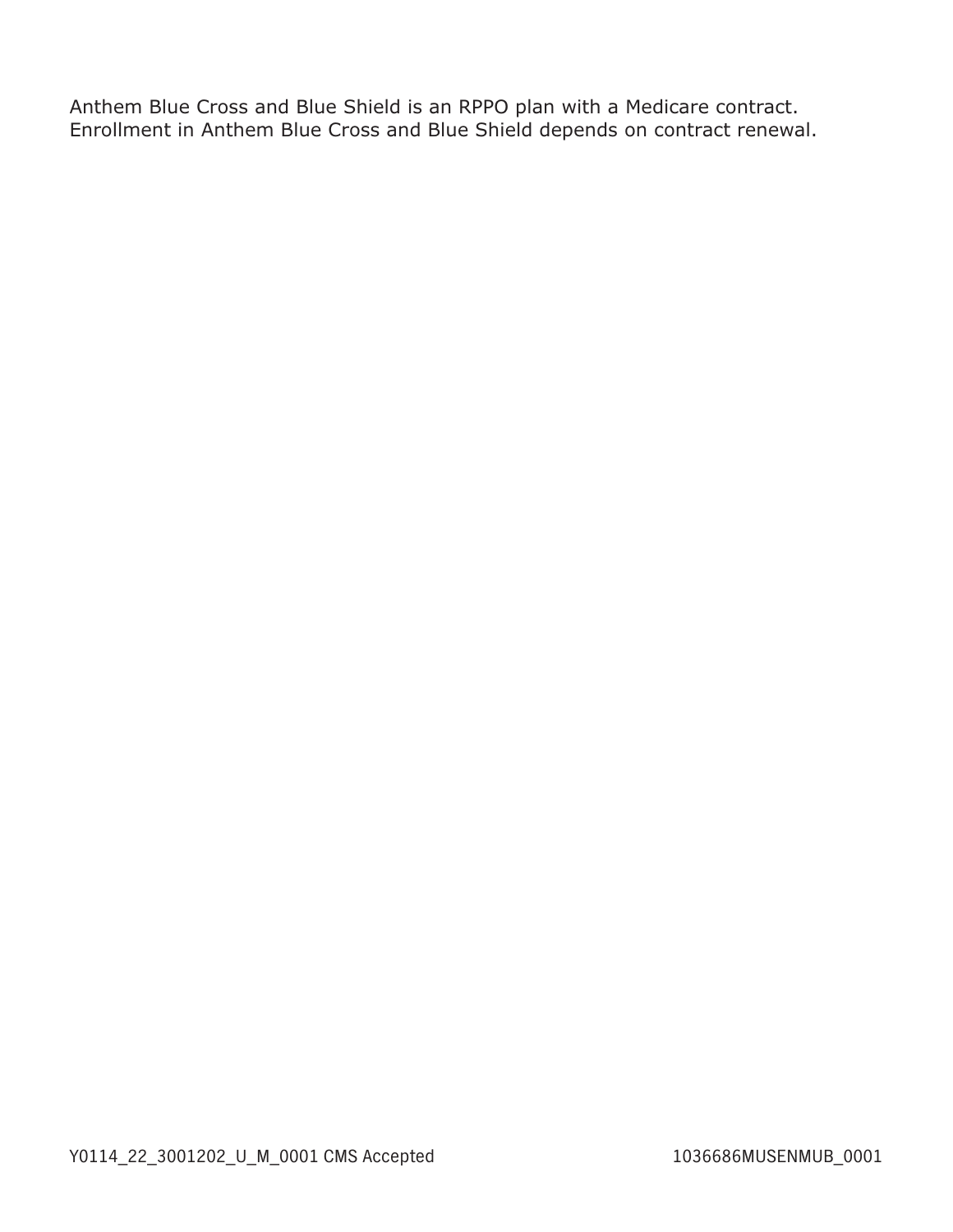Anthem Blue Cross and Blue Shield is an RPPO plan with a Medicare contract. Enrollment in Anthem Blue Cross and Blue Shield depends on contract renewal.

Y0114_22_3001202_U_M_0001 CMS Accepted

1036686MUSENMUB_0001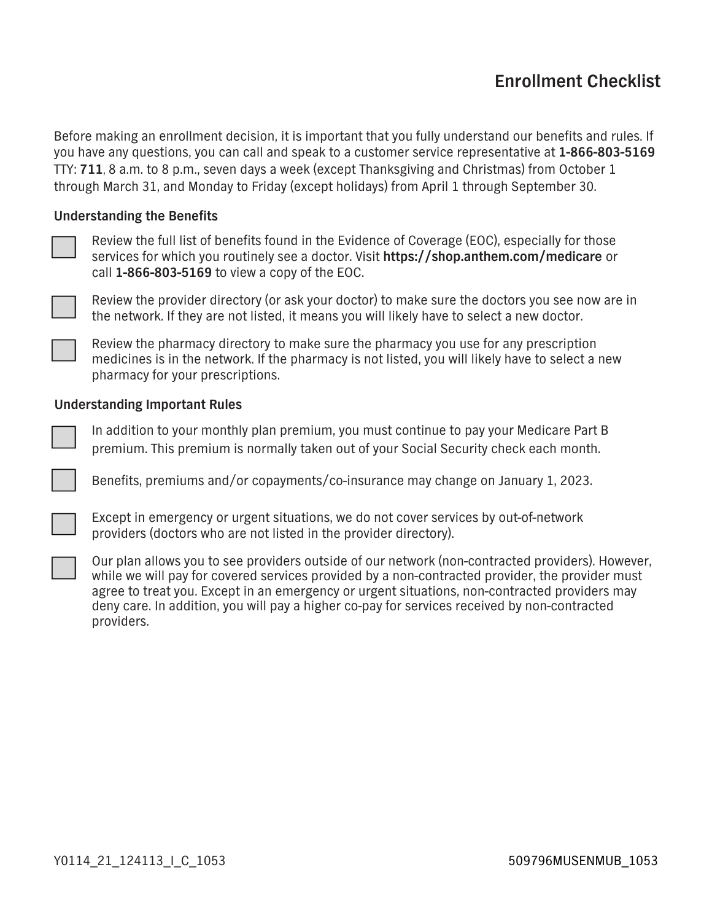# Enrollment Checklist

Before making an enrollment decision, it is important that you fully understand our benefits and rules. If you have any questions, you can call and speak to a customer service representative at **1-866-803-5169** TTY: **711**, 8 a.m. to 8 p.m., seven days a week (except Thanksgiving and Christmas) from October 1 through March 31, and Monday to Friday (except holidays) from April 1 through September 30.

### Understanding the Benefits

- ☐ Review the full list of benefits found in the Evidence of Coverage (EOC), especially for those services for which you routinely see a doctor. Visit **https://shop.anthem.com/medicare** or call **1-866-803-5169** to view a copy of the EOC.
- ☐ Review the provider directory (or ask your doctor) to make sure the doctors you see now are in the network. If they are not listed, it means you will likely have to select a new doctor.
- ☐ Review the pharmacy directory to make sure the pharmacy you use for any prescription medicines is in the network. If the pharmacy is not listed, you will likely have to select a new pharmacy for your prescriptions.

### Understanding Important Rules

- ☐ In addition to your monthly plan premium, you must continue to pay your Medicare Part B premium. This premium is normally taken out of your Social Security check each month.
- ☐ Benefits, premiums and/or copayments/co-insurance may change on January 1, 2023.
- ☐ Except in emergency or urgent situations, we do not cover services by out-of-network providers (doctors who are not listed in the provider directory).
- ☐ Our plan allows you to see providers outside of our network (non-contracted providers). However, while we will pay for covered services provided by a non-contracted provider, the provider must agree to treat you. Except in an emergency or urgent situations, non-contracted providers may deny care. In addition, you will pay a higher co-pay for services received by non-contracted providers.

Y0114_21_124113_I_C_1053

509796MUSENMUB_1053